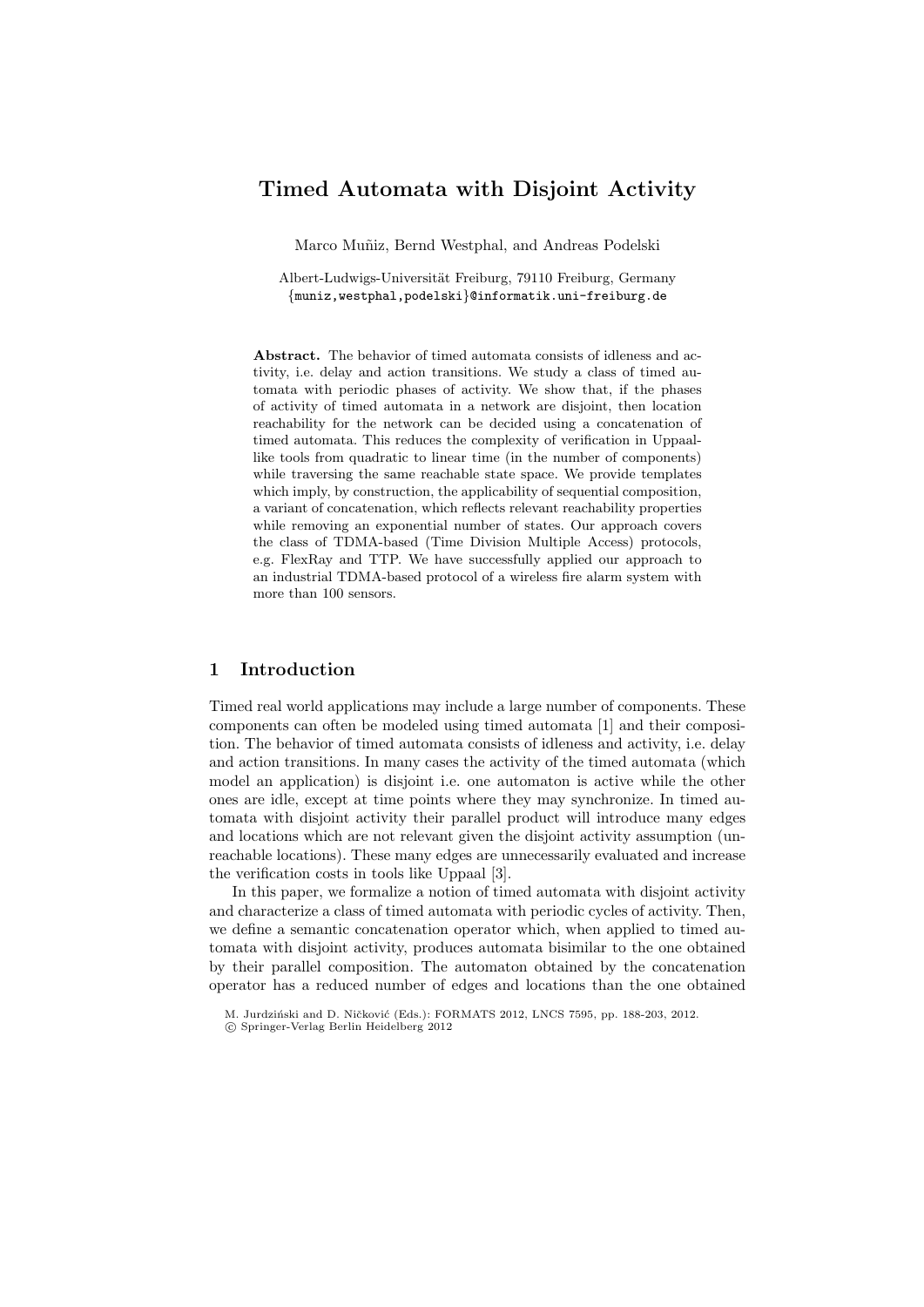# Timed Automata with Disjoint Activity

Marco Muñiz, Bernd Westphal, and Andreas Podelski

Albert-Ludwigs-Universität Freiburg, 79110 Freiburg, Germany
{muniz,westphal,podelski}@informatik.uni-freiburg.de

**Abstract.** The behavior of timed automata consists of idleness and activity, i.e. delay and action transitions. We study a class of timed automata with periodic phases of activity. We show that, if the phases of activity of timed automata in a network are disjoint, then location reachability for the network can be decided using a concatenation of timed automata. This reduces the complexity of verification in Uppaal-like tools from quadratic to linear time (in the number of components) while traversing the same reachable state space. We provide templates which imply, by construction, the applicability of sequential composition, a variant of concatenation, which reflects relevant reachability properties while removing an exponential number of states. Our approach covers the class of TDMA-based (Time Division Multiple Access) protocols, e.g. FlexRay and TTP. We have successfully applied our approach to an industrial TDMA-based protocol of a wireless fire alarm system with more than 100 sensors.

## 1 Introduction

Timed real world applications may include a large number of components. These components can often be modeled using timed automata [1] and their composition. The behavior of timed automata consists of idleness and activity, i.e. delay and action transitions. In many cases the activity of the timed automata (which model an application) is disjoint i.e. one automaton is active while the other ones are idle, except at time points where they may synchronize. In timed automata with disjoint activity their parallel product will introduce many edges and locations which are not relevant given the disjoint activity assumption (unreachable locations). These many edges are unnecessarily evaluated and increase the verification costs in tools like Uppaal [3].

In this paper, we formalize a notion of timed automata with disjoint activity and characterize a class of timed automata with periodic cycles of activity. Then, we define a semantic concatenation operator which, when applied to timed automata with disjoint activity, produces automata bisimilar to the one obtained by their parallel composition. The automaton obtained by the concatenation operator has a reduced number of edges and locations than the one obtained

M. Jurdziński and D. Ničković (Eds.): FORMATS 2012, LNCS 7595, pp. 188-203, 2012.
© Springer-Verlag Berlin Heidelberg 2012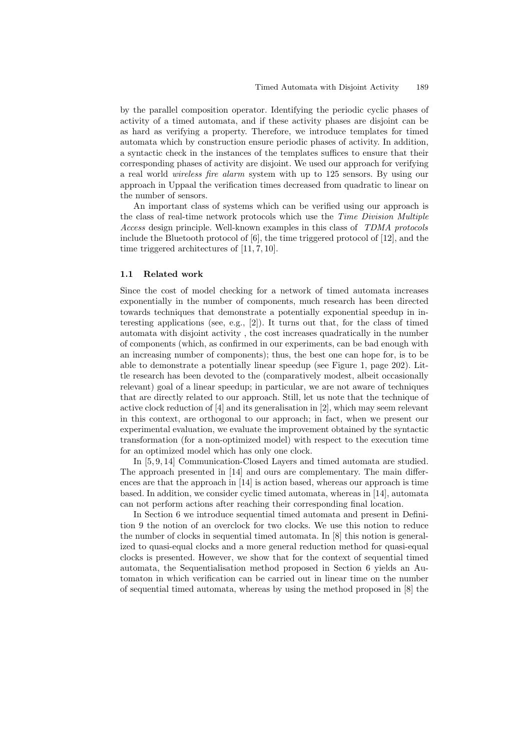by the parallel composition operator. Identifying the periodic cyclic phases of activity of a timed automata, and if these activity phases are disjoint can be as hard as verifying a property. Therefore, we introduce templates for timed automata which by construction ensure periodic phases of activity. In addition, a syntactic check in the instances of the templates suffices to ensure that their corresponding phases of activity are disjoint. We used our approach for verifying a real world *wireless fire alarm* system with up to 125 sensors. By using our approach in Uppaal the verification times decreased from quadratic to linear on the number of sensors.

An important class of systems which can be verified using our approach is the class of real-time network protocols which use the *Time Division Multiple Access* design principle. Well-known examples in this class of *TDMA protocols* include the Bluetooth protocol of [6], the time triggered protocol of [12], and the time triggered architectures of [11, 7, 10].

### 1.1 Related work

Since the cost of model checking for a network of timed automata increases exponentially in the number of components, much research has been directed towards techniques that demonstrate a potentially exponential speedup in interesting applications (see, e.g., [2]). It turns out that, for the class of timed automata with disjoint activity , the cost increases quadratically in the number of components (which, as confirmed in our experiments, can be bad enough with an increasing number of components); thus, the best one can hope for, is to be able to demonstrate a potentially linear speedup (see Figure 1, page 202). Little research has been devoted to the (comparatively modest, albeit occasionally relevant) goal of a linear speedup; in particular, we are not aware of techniques that are directly related to our approach. Still, let us note that the technique of active clock reduction of [4] and its generalisation in [2], which may seem relevant in this context, are orthogonal to our approach; in fact, when we present our experimental evaluation, we evaluate the improvement obtained by the syntactic transformation (for a non-optimized model) with respect to the execution time for an optimized model which has only one clock.

In [5, 9, 14] Communication-Closed Layers and timed automata are studied. The approach presented in [14] and ours are complementary. The main differences are that the approach in [14] is action based, whereas our approach is time based. In addition, we consider cyclic timed automata, whereas in [14], automata can not perform actions after reaching their corresponding final location.

In Section 6 we introduce sequential timed automata and present in Definition 9 the notion of an overclock for two clocks. We use this notion to reduce the number of clocks in sequential timed automata. In [8] this notion is generalized to quasi-equal clocks and a more general reduction method for quasi-equal clocks is presented. However, we show that for the context of sequential timed automata, the Sequentialisation method proposed in Section 6 yields an Automaton in which verification can be carried out in linear time on the number of sequential timed automata, whereas by using the method proposed in [8] the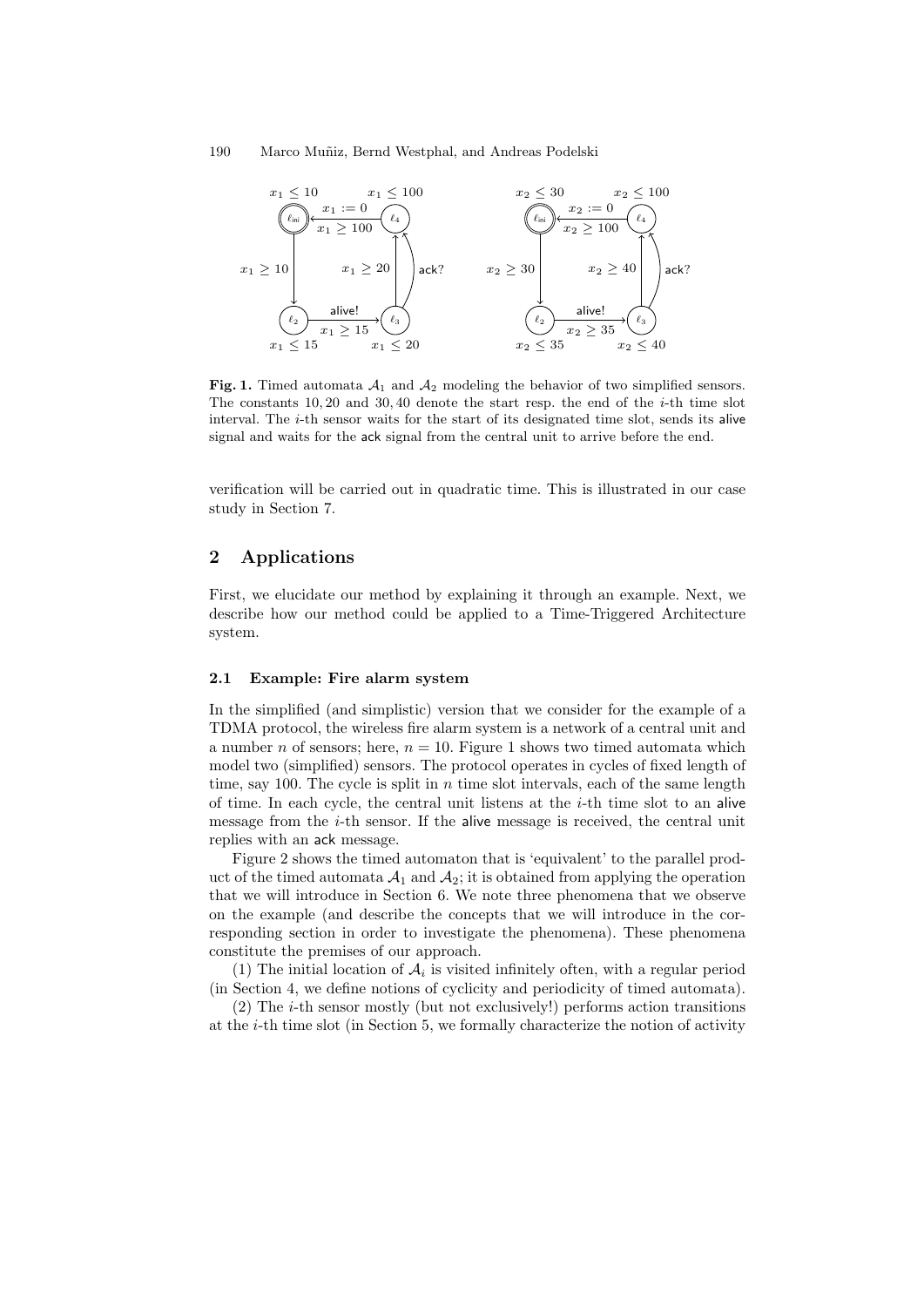**Fig. 1.** Timed automata $\mathcal{A}_1$ and $\mathcal{A}_2$ modeling the behavior of two simplified sensors. The constants $10, 20$ and $30, 40$ denote the start resp. the end of the $i$-th time slot interval. The $i$-th sensor waits for the start of its designated time slot, sends its alive signal and waits for the ack signal from the central unit to arrive before the end.

verification will be carried out in quadratic time. This is illustrated in our case study in Section 7.

## 2 Applications

First, we elucidate our method by explaining it through an example. Next, we describe how our method could be applied to a Time-Triggered Architecture system.

### 2.1 Example: Fire alarm system

In the simplified (and simplistic) version that we consider for the example of a TDMA protocol, the wireless fire alarm system is a network of a central unit and a number $n$ of sensors; here, $n = 10$. Figure 1 shows two timed automata which model two (simplified) sensors. The protocol operates in cycles of fixed length of time, say 100. The cycle is split in $n$ time slot intervals, each of the same length of time. In each cycle, the central unit listens at the $i$-th time slot to an alive message from the $i$-th sensor. If the alive message is received, the central unit replies with an ack message.

Figure 2 shows the timed automaton that is 'equivalent' to the parallel product of the timed automata $\mathcal{A}_1$ and $\mathcal{A}_2$; it is obtained from applying the operation that we will introduce in Section 6. We note three phenomena that we observe on the example (and describe the concepts that we will introduce in the corresponding section in order to investigate the phenomena). These phenomena constitute the premises of our approach.

(1) The initial location of $\mathcal{A}_i$ is visited infinitely often, with a regular period (in Section 4, we define notions of cyclicity and periodicity of timed automata).

(2) The $i$-th sensor mostly (but not exclusively!) performs action transitions at the $i$-th time slot (in Section 5, we formally characterize the notion of activity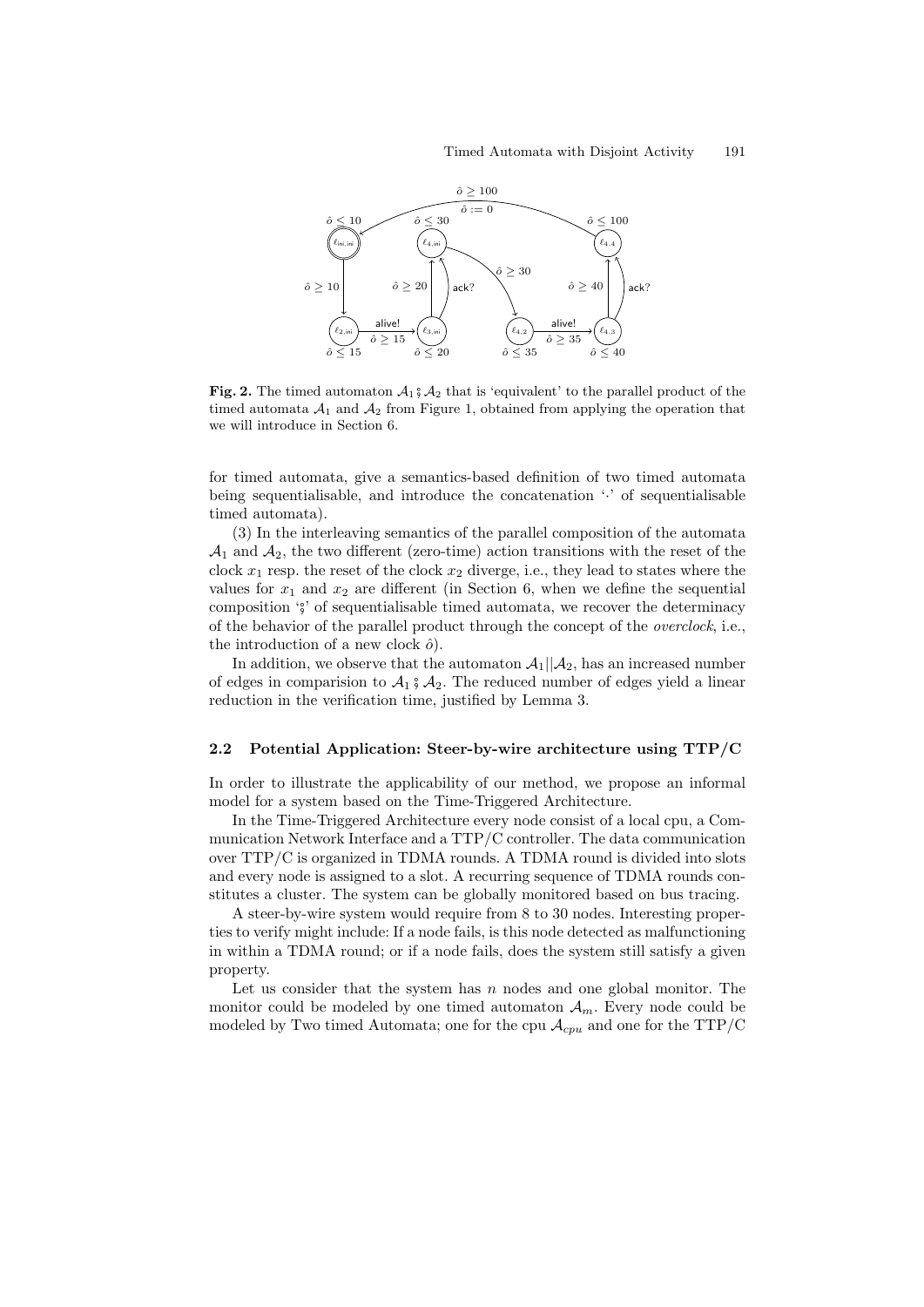**Fig. 2.** The timed automaton $\mathcal{A}_1 \fatsemi \mathcal{A}_2$ that is 'equivalent' to the parallel product of the timed automata $\mathcal{A}_1$ and $\mathcal{A}_2$ from Figure 1, obtained from applying the operation that we will introduce in Section 6.

for timed automata, give a semantics-based definition of two timed automata being sequentialisable, and introduce the concatenation '$\cdot$' of sequentialisable timed automata).

(3) In the interleaving semantics of the parallel composition of the automata $\mathcal{A}_1$ and $\mathcal{A}_2$, the two different (zero-time) action transitions with the reset of the clock $x_1$ resp. the reset of the clock $x_2$ diverge, i.e., they lead to states where the values for $x_1$ and $x_2$ are different (in Section 6, when we define the sequential composition '$\fatsemi$' of sequentialisable timed automata, we recover the determinacy of the behavior of the parallel product through the concept of the *overclock*, i.e., the introduction of a new clock $\hat{o}$).

In addition, we observe that the automaton $\mathcal{A}_1 || \mathcal{A}_2$, has an increased number of edges in comparision to $\mathcal{A}_1 \fatsemi \mathcal{A}_2$. The reduced number of edges yield a linear reduction in the verification time, justified by Lemma 3.

### 2.2 Potential Application: Steer-by-wire architecture using TTP/C

In order to illustrate the applicability of our method, we propose an informal model for a system based on the Time-Triggered Architecture.

In the Time-Triggered Architecture every node consist of a local cpu, a Communication Network Interface and a TTP/C controller. The data communication over TTP/C is organized in TDMA rounds. A TDMA round is divided into slots and every node is assigned to a slot. A recurring sequence of TDMA rounds constitutes a cluster. The system can be globally monitored based on bus tracing.

A steer-by-wire system would require from 8 to 30 nodes. Interesting properties to verify might include: If a node fails, is this node detected as malfunctioning in within a TDMA round; or if a node fails, does the system still satisfy a given property.

Let us consider that the system has $n$ nodes and one global monitor. The monitor could be modeled by one timed automaton $\mathcal{A}_m$. Every node could be modeled by Two timed Automata; one for the cpu $\mathcal{A}_{cpu}$ and one for the TTP/C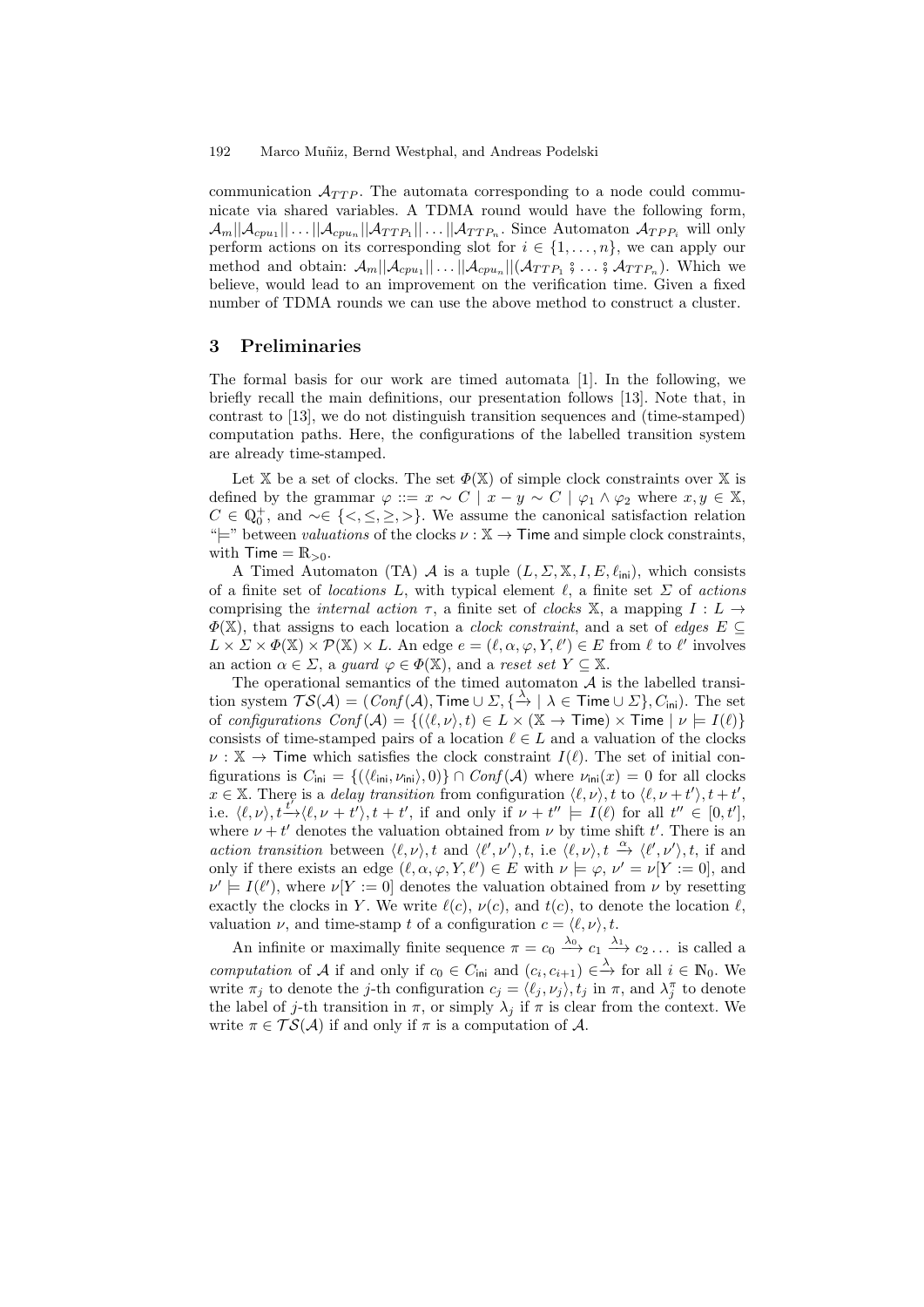communication $\mathcal{A}_{TTP}$. The automata corresponding to a node could communicate via shared variables. A TDMA round would have the following form, $\mathcal{A}_m||\mathcal{A}_{cpu_1}||\dots||\mathcal{A}_{cpu_n}||\mathcal{A}_{TTP_1}||\dots||\mathcal{A}_{TTP_n}$. Since Automaton $\mathcal{A}_{TPP_i}$ will only perform actions on its corresponding slot for $i \in \{1,\dots,n\}$, we can apply our method and obtain: $\mathcal{A}_m||\mathcal{A}_{cpu_1}||\dots||\mathcal{A}_{cpu_n}||(\mathcal{A}_{TTP_1} \fatsemi \dots \fatsemi \mathcal{A}_{TTP_n})$. Which we believe, would lead to an improvement on the verification time. Given a fixed number of TDMA rounds we can use the above method to construct a cluster.

## 3 Preliminaries

The formal basis for our work are timed automata [1]. In the following, we briefly recall the main definitions, our presentation follows [13]. Note that, in contrast to [13], we do not distinguish transition sequences and (time-stamped) computation paths. Here, the configurations of the labelled transition system are already time-stamped.

Let $\mathbb{X}$ be a set of clocks. The set $\Phi(\mathbb{X})$ of simple clock constraints over $\mathbb{X}$ is defined by the grammar $\varphi ::= x \sim C \mid x - y \sim C \mid \varphi_1 \wedge \varphi_2$ where $x, y \in \mathbb{X}$, $C \in \mathbb{Q}_0^+$, and $\sim \in \{<, \leq, \geq, >\}$. We assume the canonical satisfaction relation "$\models$" between *valuations* of the clocks $\nu : \mathbb{X} \to \mathsf{Time}$ and simple clock constraints, with $\mathsf{Time} = \mathbb{R}_{>0}$.

A Timed Automaton (TA) $\mathcal{A}$ is a tuple $(L, \Sigma, \mathbb{X}, I, E, \ell_{\mathsf{ini}})$, which consists of a finite set of *locations* $L$, with typical element $\ell$, a finite set $\Sigma$ of *actions* comprising the *internal action* $\tau$, a finite set of *clocks* $\mathbb{X}$, a mapping $I : L \to \Phi(\mathbb{X})$, that assigns to each location a *clock constraint*, and a set of *edges* $E \subseteq L \times \Sigma \times \Phi(\mathbb{X}) \times \mathcal{P}(\mathbb{X}) \times L$. An edge $e = (\ell, \alpha, \varphi, Y, \ell') \in E$ from $\ell$ to $\ell'$ involves an action $\alpha \in \Sigma$, a *guard* $\varphi \in \Phi(\mathbb{X})$, and a *reset set* $Y \subseteq \mathbb{X}$.

The operational semantics of the timed automaton $\mathcal{A}$ is the labelled transition system $\mathcal{TS}(\mathcal{A}) = (\mathit{Conf}(\mathcal{A}), \mathsf{Time} \cup \Sigma, \{\xrightarrow{\lambda} \mid \lambda \in \mathsf{Time} \cup \Sigma\}, C_{\mathsf{ini}})$. The set of *configurations* $\mathit{Conf}(\mathcal{A}) = \{(\langle \ell, \nu \rangle, t) \in L \times (\mathbb{X} \to \mathsf{Time}) \times \mathsf{Time} \mid \nu \models I(\ell)\}$ consists of time-stamped pairs of a location $\ell \in L$ and a valuation of the clocks $\nu : \mathbb{X} \to \mathsf{Time}$ which satisfies the clock constraint $I(\ell)$. The set of initial configurations is $C_{\mathsf{ini}} = \{(\langle \ell_{\mathsf{ini}}, \nu_{\mathsf{ini}} \rangle, 0)\} \cap \mathit{Conf}(\mathcal{A})$ where $\nu_{\mathsf{ini}}(x) = 0$ for all clocks $x \in \mathbb{X}$. There is a *delay transition* from configuration $\langle \ell, \nu \rangle, t$ to $\langle \ell, \nu + t' \rangle, t + t'$, i.e. $\langle \ell, \nu \rangle, t \xrightarrow{t'} \langle \ell, \nu + t' \rangle, t + t'$, if and only if $\nu + t'' \models I(\ell)$ for all $t'' \in [0, t']$, where $\nu + t'$ denotes the valuation obtained from $\nu$ by time shift $t'$. There is an *action transition* between $\langle \ell, \nu \rangle, t$ and $\langle \ell', \nu' \rangle, t$, i.e $\langle \ell, \nu \rangle, t \xrightarrow{\alpha} \langle \ell', \nu' \rangle, t$, if and only if there exists an edge $(\ell, \alpha, \varphi, Y, \ell') \in E$ with $\nu \models \varphi$, $\nu' = \nu[Y := 0]$, and $\nu' \models I(\ell')$, where $\nu[Y := 0]$ denotes the valuation obtained from $\nu$ by resetting exactly the clocks in $Y$. We write $\ell(c)$, $\nu(c)$, and $t(c)$, to denote the location $\ell$, valuation $\nu$, and time-stamp $t$ of a configuration $c = \langle \ell, \nu \rangle, t$.

An infinite or maximally finite sequence $\pi = c_0 \xrightarrow{\lambda_0} c_1 \xrightarrow{\lambda_1} c_2 \dots$ is called a *computation* of $\mathcal{A}$ if and only if $c_0 \in C_{\mathsf{ini}}$ and $(c_i, c_{i+1}) \in \xrightarrow{\lambda}$ for all $i \in \mathbb{N}_0$. We write $\pi_j$ to denote the $j$-th configuration $c_j = \langle \ell_j, \nu_j \rangle, t_j$ in $\pi$, and $\lambda_j^\pi$ to denote the label of $j$-th transition in $\pi$, or simply $\lambda_j$ if $\pi$ is clear from the context. We write $\pi \in \mathcal{TS}(\mathcal{A})$ if and only if $\pi$ is a computation of $\mathcal{A}$.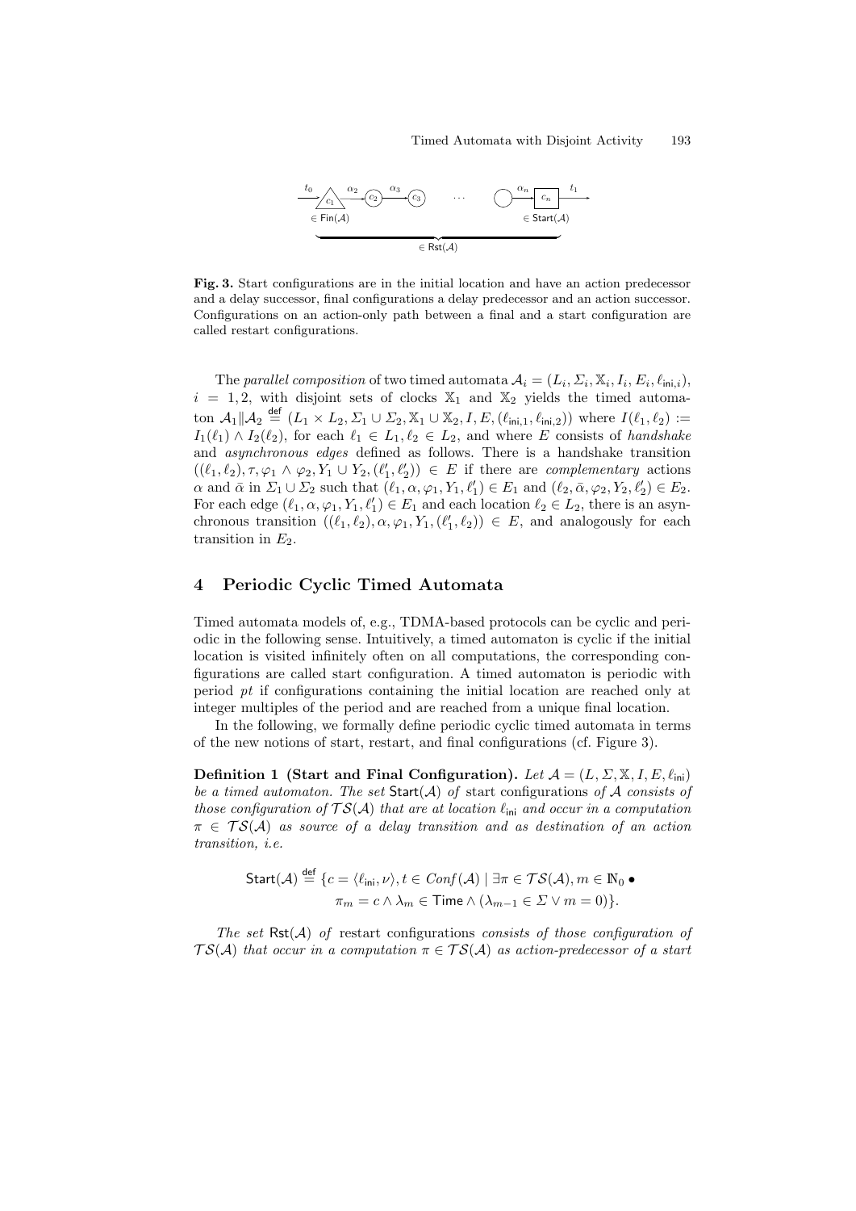**Fig. 3.** Start configurations are in the initial location and have an action predecessor and a delay successor, final configurations a delay predecessor and an action successor. Configurations on an action-only path between a final and a start configuration are called restart configurations.

The *parallel composition* of two timed automata $\mathcal{A}_i = (L_i, \Sigma_i, \mathbb{X}_i, I_i, E_i, \ell_{\mathsf{ini},i})$, $i = 1, 2$, with disjoint sets of clocks $\mathbb{X}_1$ and $\mathbb{X}_2$ yields the timed automaton $\mathcal{A}_1 \| \mathcal{A}_2 \stackrel{\mathsf{def}}{=} (L_1 \times L_2, \Sigma_1 \cup \Sigma_2, \mathbb{X}_1 \cup \mathbb{X}_2, I, E, (\ell_{\mathsf{ini},1}, \ell_{\mathsf{ini},2}))$ where $I(\ell_1, \ell_2) := I_1(\ell_1) \wedge I_2(\ell_2)$, for each $\ell_1 \in L_1, \ell_2 \in L_2$, and where $E$ consists of *handshake* and *asynchronous edges* defined as follows. There is a handshake transition $((\ell_1, \ell_2), \tau, \varphi_1 \wedge \varphi_2, Y_1 \cup Y_2, (\ell_1', \ell_2')) \in E$ if there are *complementary* actions $\alpha$ and $\bar{\alpha}$ in $\Sigma_1 \cup \Sigma_2$ such that $(\ell_1, \alpha, \varphi_1, Y_1, \ell_1') \in E_1$ and $(\ell_2, \bar{\alpha}, \varphi_2, Y_2, \ell_2') \in E_2$. For each edge $(\ell_1, \alpha, \varphi_1, Y_1, \ell_1') \in E_1$ and each location $\ell_2 \in L_2$, there is an asynchronous transition $((\ell_1, \ell_2), \alpha, \varphi_1, Y_1, (\ell_1', \ell_2)) \in E$, and analogously for each transition in $E_2$.

## 4 Periodic Cyclic Timed Automata

Timed automata models of, e.g., TDMA-based protocols can be cyclic and periodic in the following sense. Intuitively, a timed automaton is cyclic if the initial location is visited infinitely often on all computations, the corresponding configurations are called start configuration. A timed automaton is periodic with period *pt* if configurations containing the initial location are reached only at integer multiples of the period and are reached from a unique final location.

In the following, we formally define periodic cyclic timed automata in terms of the new notions of start, restart, and final configurations (cf. Figure 3).

**Definition 1 (Start and Final Configuration).** *Let $\mathcal{A} = (L, \Sigma, \mathbb{X}, I, E, \ell_{\mathsf{ini}})$ be a timed automaton. The set $\mathsf{Start}(\mathcal{A})$ of* start configurations *of $\mathcal{A}$ consists of those configuration of $\mathcal{TS}(\mathcal{A})$ that are at location $\ell_{\mathsf{ini}}$ and occur in a computation $\pi \in \mathcal{TS}(\mathcal{A})$ as source of a delay transition and as destination of an action transition, i.e.*

$$\mathsf{Start}(\mathcal{A}) \stackrel{\mathsf{def}}{=} \{c = \langle \ell_{\mathsf{ini}}, \nu \rangle, t \in Conf(\mathcal{A}) \mid \exists \pi \in \mathcal{TS}(\mathcal{A}), m \in \mathbb{N}_0 \bullet \\ \pi_m = c \wedge \lambda_m \in \mathsf{Time} \wedge (\lambda_{m-1} \in \Sigma \vee m = 0)\}.$$

*The set $\mathsf{Rst}(\mathcal{A})$ of* restart configurations *consists of those configuration of $\mathcal{TS}(\mathcal{A})$ that occur in a computation $\pi \in \mathcal{TS}(\mathcal{A})$ as action-predecessor of a start*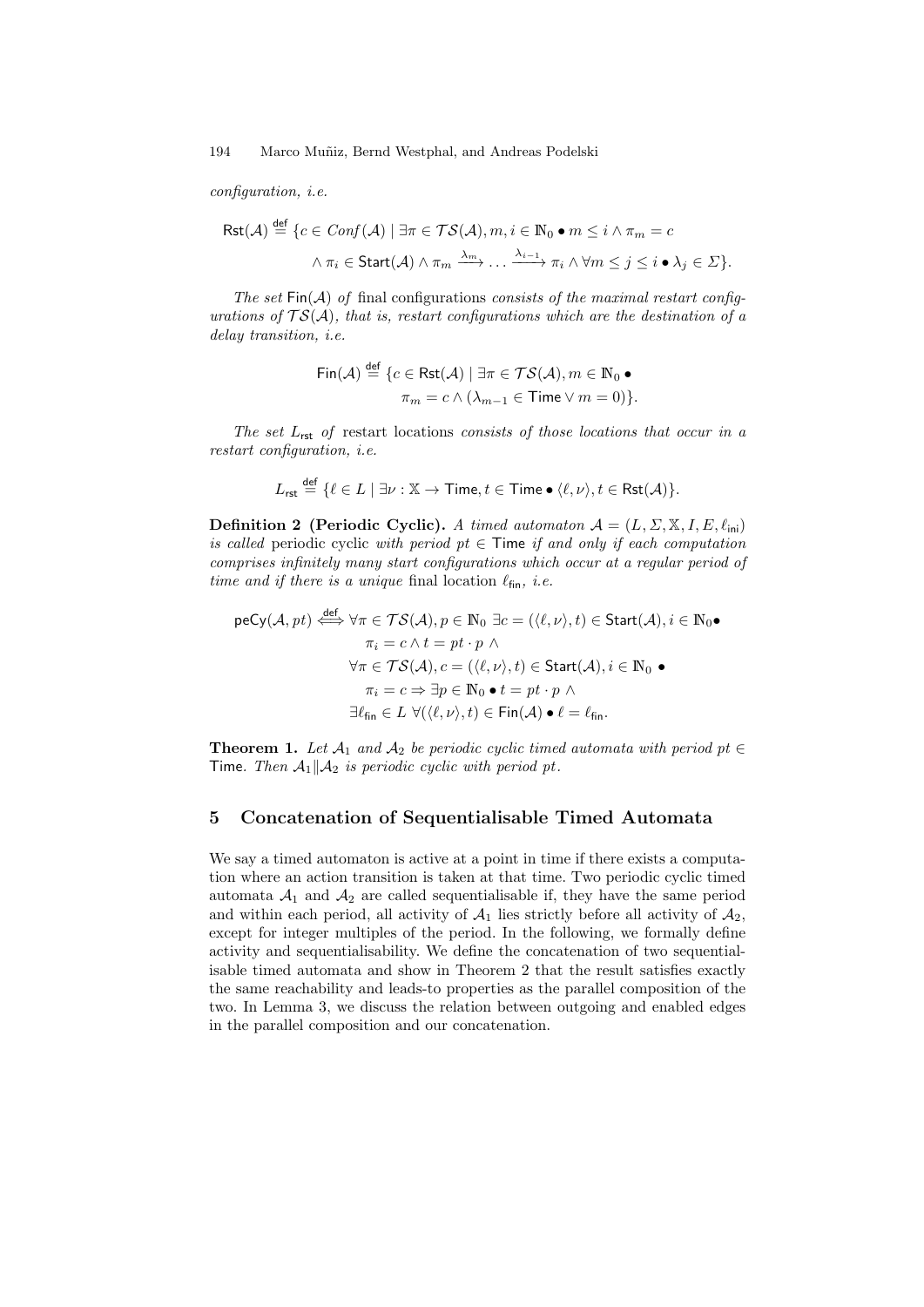*configuration, i.e.*

$$\mathsf{Rst}(\mathcal{A}) \stackrel{\mathsf{def}}{=} \{c \in \mathit{Conf}(\mathcal{A}) \mid \exists \pi \in \mathcal{TS}(\mathcal{A}), m, i \in \mathbb{N}_0 \bullet m \leq i \wedge \pi_m = c$$

$$\wedge\, \pi_i \in \mathsf{Start}(\mathcal{A}) \wedge \pi_m \xrightarrow{\lambda_m} \dots \xrightarrow{\lambda_{i-1}} \pi_i \wedge \forall m \leq j \leq i \bullet \lambda_j \in \Sigma\}.$$

*The set* $\mathsf{Fin}(\mathcal{A})$ *of* final configurations *consists of the maximal restart configurations of* $\mathcal{TS}(\mathcal{A})$*, that is, restart configurations which are the destination of a delay transition, i.e.*

$$\mathsf{Fin}(\mathcal{A}) \stackrel{\mathsf{def}}{=} \{c \in \mathsf{Rst}(\mathcal{A}) \mid \exists \pi \in \mathcal{TS}(\mathcal{A}), m \in \mathbb{N}_0 \bullet$$

$$\pi_m = c \wedge (\lambda_{m-1} \in \mathsf{Time} \vee m = 0)\}.$$

*The set* $L_{\mathsf{rst}}$ *of* restart locations *consists of those locations that occur in a restart configuration, i.e.*

$$L_{\mathsf{rst}} \stackrel{\mathsf{def}}{=} \{\ell \in L \mid \exists \nu : \mathbb{X} \to \mathsf{Time}, t \in \mathsf{Time} \bullet \langle \ell, \nu \rangle, t \in \mathsf{Rst}(\mathcal{A})\}.$$

**Definition 2 (Periodic Cyclic).** *A timed automaton* $\mathcal{A} = (L, \Sigma, \mathbb{X}, I, E, \ell_{\mathsf{ini}})$ *is called* periodic cyclic *with period* $pt \in \mathsf{Time}$ *if and only if each computation comprises infinitely many start configurations which occur at a regular period of time and if there is a* unique *final location* $\ell_{\mathsf{fin}}$*, i.e.*

$$\begin{aligned}
\mathsf{peCy}(\mathcal{A}, pt) \stackrel{\mathsf{def}}{\iff} & \forall \pi \in \mathcal{TS}(\mathcal{A}), p \in \mathbb{N}_0\ \exists c = (\langle \ell, \nu \rangle, t) \in \mathsf{Start}(\mathcal{A}), i \in \mathbb{N}_0 \bullet \\
& \quad \pi_i = c \wedge t = pt \cdot p\ \wedge \\
& \forall \pi \in \mathcal{TS}(\mathcal{A}), c = (\langle \ell, \nu \rangle, t) \in \mathsf{Start}(\mathcal{A}), i \in \mathbb{N}_0 \bullet \\
& \quad \pi_i = c \Rightarrow \exists p \in \mathbb{N}_0 \bullet t = pt \cdot p\ \wedge \\
& \exists \ell_{\mathsf{fin}} \in L\ \forall (\langle \ell, \nu \rangle, t) \in \mathsf{Fin}(\mathcal{A}) \bullet \ell = \ell_{\mathsf{fin}}.
\end{aligned}$$

**Theorem 1.** *Let* $\mathcal{A}_1$ *and* $\mathcal{A}_2$ *be periodic cyclic timed automata with period* $pt \in \mathsf{Time}$*. Then* $\mathcal{A}_1 \| \mathcal{A}_2$ *is periodic cyclic with period* $pt$*.*

## 5 Concatenation of Sequentialisable Timed Automata

We say a timed automaton is active at a point in time if there exists a computation where an action transition is taken at that time. Two periodic cyclic timed automata $\mathcal{A}_1$ and $\mathcal{A}_2$ are called sequentialisable if, they have the same period and within each period, all activity of $\mathcal{A}_1$ lies strictly before all activity of $\mathcal{A}_2$, except for integer multiples of the period. In the following, we formally define activity and sequentialisability. We define the concatenation of two sequentialisable timed automata and show in Theorem 2 that the result satisfies exactly the same reachability and leads-to properties as the parallel composition of the two. In Lemma 3, we discuss the relation between outgoing and enabled edges in the parallel composition and our concatenation.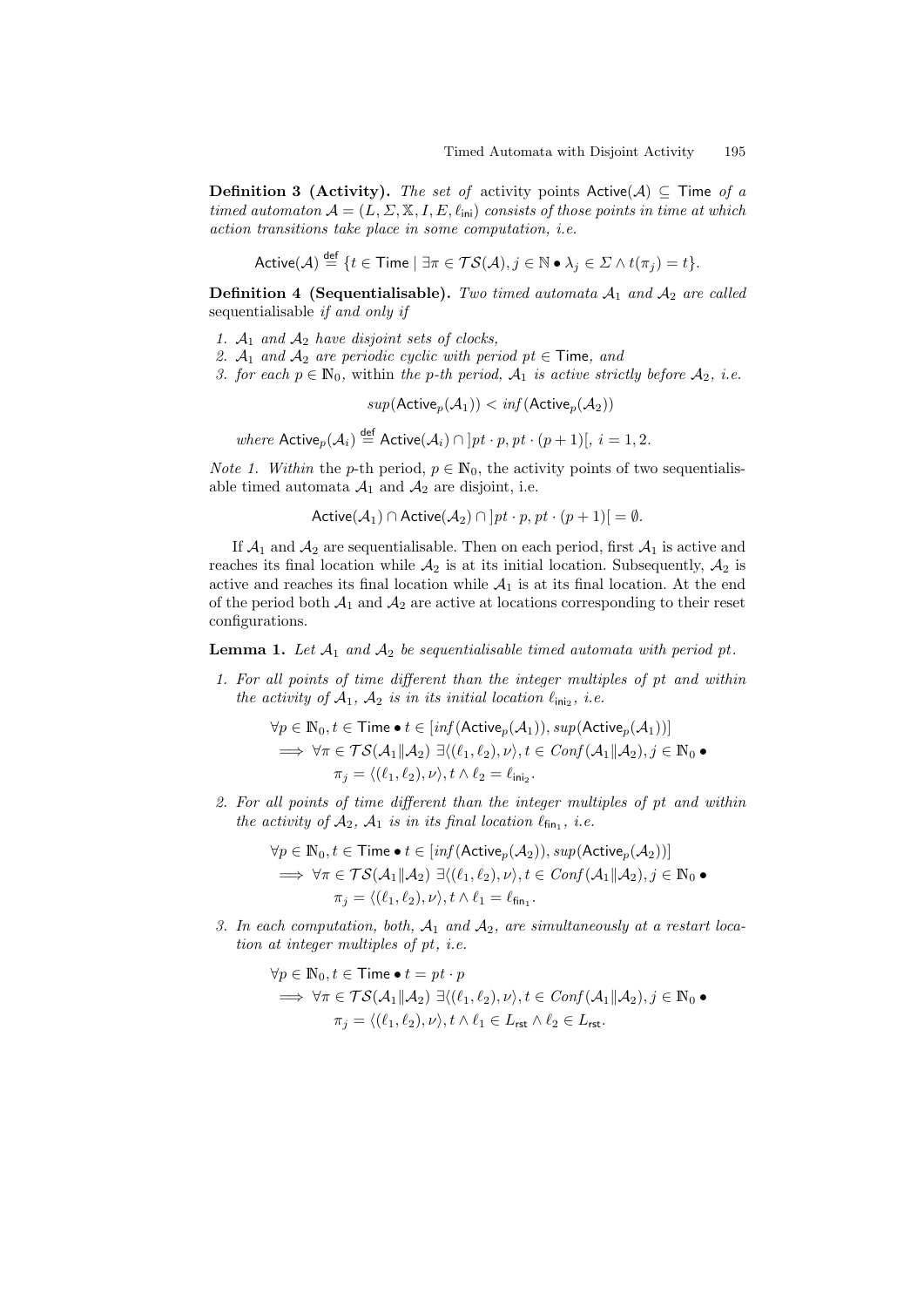**Definition 3 (Activity).** *The set of* activity points $\mathsf{Active}(\mathcal{A}) \subseteq \mathsf{Time}$ *of a timed automaton* $\mathcal{A} = (L, \Sigma, \mathbb{X}, I, E, \ell_{\mathsf{ini}})$ *consists of those points in time at which action transitions take place in some computation, i.e.*

$$\mathsf{Active}(\mathcal{A}) \overset{\mathsf{def}}{=} \{t \in \mathsf{Time} \mid \exists \pi \in \mathcal{TS}(\mathcal{A}), j \in \mathbb{N} \bullet \lambda_j \in \Sigma \wedge t(\pi_j) = t\}.$$

**Definition 4 (Sequentialisable).** *Two timed automata* $\mathcal{A}_1$ *and* $\mathcal{A}_2$ *are called* sequentialisable *if and only if*

1. $\mathcal{A}_1$ *and* $\mathcal{A}_2$ *have disjoint sets of clocks,*
2. $\mathcal{A}_1$ *and* $\mathcal{A}_2$ *are periodic cyclic with period* $pt \in \mathsf{Time}$*, and*
3. *for each* $p \in \mathbb{N}_0$*,* within *the p-th period,* $\mathcal{A}_1$ *is active strictly before* $\mathcal{A}_2$*, i.e.*

$$sup(\mathsf{Active}_p(\mathcal{A}_1)) < inf(\mathsf{Active}_p(\mathcal{A}_2))$$

*where* $\mathsf{Active}_p(\mathcal{A}_i) \overset{\mathsf{def}}{=} \mathsf{Active}(\mathcal{A}_i) \cap \,]pt \cdot p, pt \cdot (p+1)[,\ i = 1, 2.$

*Note 1. Within* the $p$-th period, $p \in \mathbb{N}_0$, the activity points of two sequentialisable timed automata $\mathcal{A}_1$ and $\mathcal{A}_2$ are disjoint, i.e.

$$\mathsf{Active}(\mathcal{A}_1) \cap \mathsf{Active}(\mathcal{A}_2) \cap \,]pt \cdot p, pt \cdot (p+1)[ = \emptyset.$$

If $\mathcal{A}_1$ and $\mathcal{A}_2$ are sequentialisable. Then on each period, first $\mathcal{A}_1$ is active and reaches its final location while $\mathcal{A}_2$ is at its initial location. Subsequently, $\mathcal{A}_2$ is active and reaches its final location while $\mathcal{A}_1$ is at its final location. At the end of the period both $\mathcal{A}_1$ and $\mathcal{A}_2$ are active at locations corresponding to their reset configurations.

**Lemma 1.** *Let* $\mathcal{A}_1$ *and* $\mathcal{A}_2$ *be sequentialisable timed automata with period* $pt$*.*

1. *For all points of time different than the integer multiples of pt and within the activity of* $\mathcal{A}_1$*,* $\mathcal{A}_2$ *is in its initial location* $\ell_{\mathsf{ini}_2}$*, i.e.*

$$\begin{aligned}&\forall p \in \mathbb{N}_0, t \in \mathsf{Time} \bullet t \in [inf(\mathsf{Active}_p(\mathcal{A}_1)), sup(\mathsf{Active}_p(\mathcal{A}_1))] \\ &\implies \forall \pi \in \mathcal{TS}(\mathcal{A}_1 \| \mathcal{A}_2)\ \exists \langle (\ell_1, \ell_2), \nu \rangle, t \in Conf(\mathcal{A}_1 \| \mathcal{A}_2), j \in \mathbb{N}_0 \bullet \\ &\qquad \pi_j = \langle (\ell_1, \ell_2), \nu \rangle, t \wedge \ell_2 = \ell_{\mathsf{ini}_2}.\end{aligned}$$

2. *For all points of time different than the integer multiples of pt and within the activity of* $\mathcal{A}_2$*,* $\mathcal{A}_1$ *is in its final location* $\ell_{\mathsf{fin}_1}$*, i.e.*

$$\begin{aligned}&\forall p \in \mathbb{N}_0, t \in \mathsf{Time} \bullet t \in [inf(\mathsf{Active}_p(\mathcal{A}_2)), sup(\mathsf{Active}_p(\mathcal{A}_2))] \\ &\implies \forall \pi \in \mathcal{TS}(\mathcal{A}_1 \| \mathcal{A}_2)\ \exists \langle (\ell_1, \ell_2), \nu \rangle, t \in Conf(\mathcal{A}_1 \| \mathcal{A}_2), j \in \mathbb{N}_0 \bullet \\ &\qquad \pi_j = \langle (\ell_1, \ell_2), \nu \rangle, t \wedge \ell_1 = \ell_{\mathsf{fin}_1}.\end{aligned}$$

3. *In each computation, both,* $\mathcal{A}_1$ *and* $\mathcal{A}_2$*, are simultaneously at a restart location at integer multiples of pt, i.e.*

$$\begin{aligned}&\forall p \in \mathbb{N}_0, t \in \mathsf{Time} \bullet t = pt \cdot p \\ &\implies \forall \pi \in \mathcal{TS}(\mathcal{A}_1 \| \mathcal{A}_2)\ \exists \langle (\ell_1, \ell_2), \nu \rangle, t \in Conf(\mathcal{A}_1 \| \mathcal{A}_2), j \in \mathbb{N}_0 \bullet \\ &\qquad \pi_j = \langle (\ell_1, \ell_2), \nu \rangle, t \wedge \ell_1 \in L_{\mathsf{rst}} \wedge \ell_2 \in L_{\mathsf{rst}}.\end{aligned}$$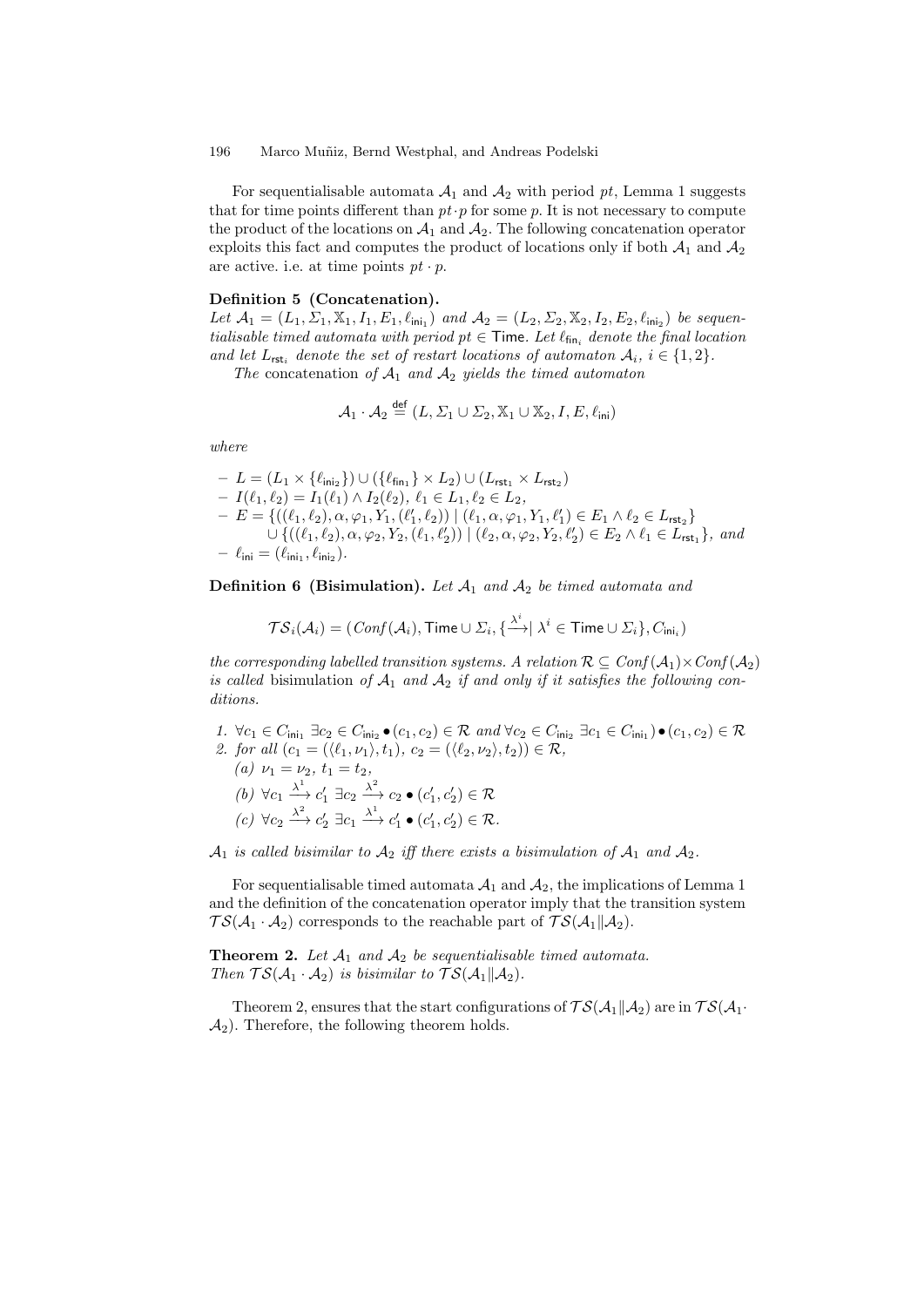For sequentialisable automata $\mathcal{A}_1$ and $\mathcal{A}_2$ with period $pt$, Lemma 1 suggests that for time points different than $pt \cdot p$ for some $p$. It is not necessary to compute the product of the locations on $\mathcal{A}_1$ and $\mathcal{A}_2$. The following concatenation operator exploits this fact and computes the product of locations only if both $\mathcal{A}_1$ and $\mathcal{A}_2$ are active. i.e. at time points $pt \cdot p$.

**Definition 5 (Concatenation).**
*Let $\mathcal{A}_1 = (L_1, \Sigma_1, \mathbb{X}_1, I_1, E_1, \ell_{\mathsf{ini}_1})$ and $\mathcal{A}_2 = (L_2, \Sigma_2, \mathbb{X}_2, I_2, E_2, \ell_{\mathsf{ini}_2})$ be sequentialisable timed automata with period $pt \in \mathsf{Time}$. Let $\ell_{\mathsf{fin}_i}$ denote the final location and let $L_{\mathsf{rst}_i}$ denote the set of restart locations of automaton $\mathcal{A}_i$, $i \in \{1, 2\}$.*

*The* concatenation *of $\mathcal{A}_1$ and $\mathcal{A}_2$ yields the timed automaton*

$$\mathcal{A}_1 \cdot \mathcal{A}_2 \stackrel{\mathsf{def}}{=} (L, \Sigma_1 \cup \Sigma_2, \mathbb{X}_1 \cup \mathbb{X}_2, I, E, \ell_{\mathsf{ini}})$$

*where*

- $L = (L_1 \times \{\ell_{\mathsf{ini}_2}\}) \cup (\{\ell_{\mathsf{fin}_1}\} \times L_2) \cup (L_{\mathsf{rst}_1} \times L_{\mathsf{rst}_2})$
- $I(\ell_1, \ell_2) = I_1(\ell_1) \wedge I_2(\ell_2)$, $\ell_1 \in L_1, \ell_2 \in L_2$,
- $E = \{((\ell_1, \ell_2), \alpha, \varphi_1, Y_1, (\ell_1', \ell_2)) \mid (\ell_1, \alpha, \varphi_1, Y_1, \ell_1') \in E_1 \wedge \ell_2 \in L_{\mathsf{rst}_2}\}$
  $\cup \{((\ell_1, \ell_2), \alpha, \varphi_2, Y_2, (\ell_1, \ell_2')) \mid (\ell_2, \alpha, \varphi_2, Y_2, \ell_2') \in E_2 \wedge \ell_1 \in L_{\mathsf{rst}_1}\}$, *and*
- $\ell_{\mathsf{ini}} = (\ell_{\mathsf{ini}_1}, \ell_{\mathsf{ini}_2})$.

**Definition 6 (Bisimulation).** *Let $\mathcal{A}_1$ and $\mathcal{A}_2$ be timed automata and*

$$\mathcal{TS}_i(\mathcal{A}_i) = (\mathit{Conf}(\mathcal{A}_i), \mathsf{Time} \cup \Sigma_i, \{\xrightarrow{\lambda^i} \mid \lambda^i \in \mathsf{Time} \cup \Sigma_i\}, C_{\mathsf{ini}_i})$$

*the corresponding labelled transition systems. A relation $\mathcal{R} \subseteq \mathit{Conf}(\mathcal{A}_1) \times \mathit{Conf}(\mathcal{A}_2)$ is called* bisimulation *of $\mathcal{A}_1$ and $\mathcal{A}_2$ if and only if it satisfies the following conditions.*

1. $\forall c_1 \in C_{\mathsf{ini}_1}\ \exists c_2 \in C_{\mathsf{ini}_2} \bullet (c_1, c_2) \in \mathcal{R}$ *and* $\forall c_2 \in C_{\mathsf{ini}_2}\ \exists c_1 \in C_{\mathsf{ini}_1}) \bullet (c_1, c_2) \in \mathcal{R}$
2. *for all* $(c_1 = (\langle \ell_1, \nu_1 \rangle, t_1),\ c_2 = (\langle \ell_2, \nu_2 \rangle, t_2)) \in \mathcal{R}$,
   (a) $\nu_1 = \nu_2$, $t_1 = t_2$,
   (b) $\forall c_1 \xrightarrow{\lambda^1} c_1'\ \exists c_2 \xrightarrow{\lambda^2} c_2 \bullet (c_1', c_2') \in \mathcal{R}$
   (c) $\forall c_2 \xrightarrow{\lambda^2} c_2'\ \exists c_1 \xrightarrow{\lambda^1} c_1' \bullet (c_1', c_2') \in \mathcal{R}$.

*$\mathcal{A}_1$ is called bisimilar to $\mathcal{A}_2$ iff there exists a bisimulation of $\mathcal{A}_1$ and $\mathcal{A}_2$.*

For sequentialisable timed automata $\mathcal{A}_1$ and $\mathcal{A}_2$, the implications of Lemma 1 and the definition of the concatenation operator imply that the transition system $\mathcal{TS}(\mathcal{A}_1 \cdot \mathcal{A}_2)$ corresponds to the reachable part of $\mathcal{TS}(\mathcal{A}_1 \| \mathcal{A}_2)$.

**Theorem 2.** *Let $\mathcal{A}_1$ and $\mathcal{A}_2$ be sequentialisable timed automata. Then $\mathcal{TS}(\mathcal{A}_1 \cdot \mathcal{A}_2)$ is bisimilar to $\mathcal{TS}(\mathcal{A}_1 \| \mathcal{A}_2)$.*

Theorem 2, ensures that the start configurations of $\mathcal{TS}(\mathcal{A}_1 \| \mathcal{A}_2)$ are in $\mathcal{TS}(\mathcal{A}_1 \cdot \mathcal{A}_2)$. Therefore, the following theorem holds.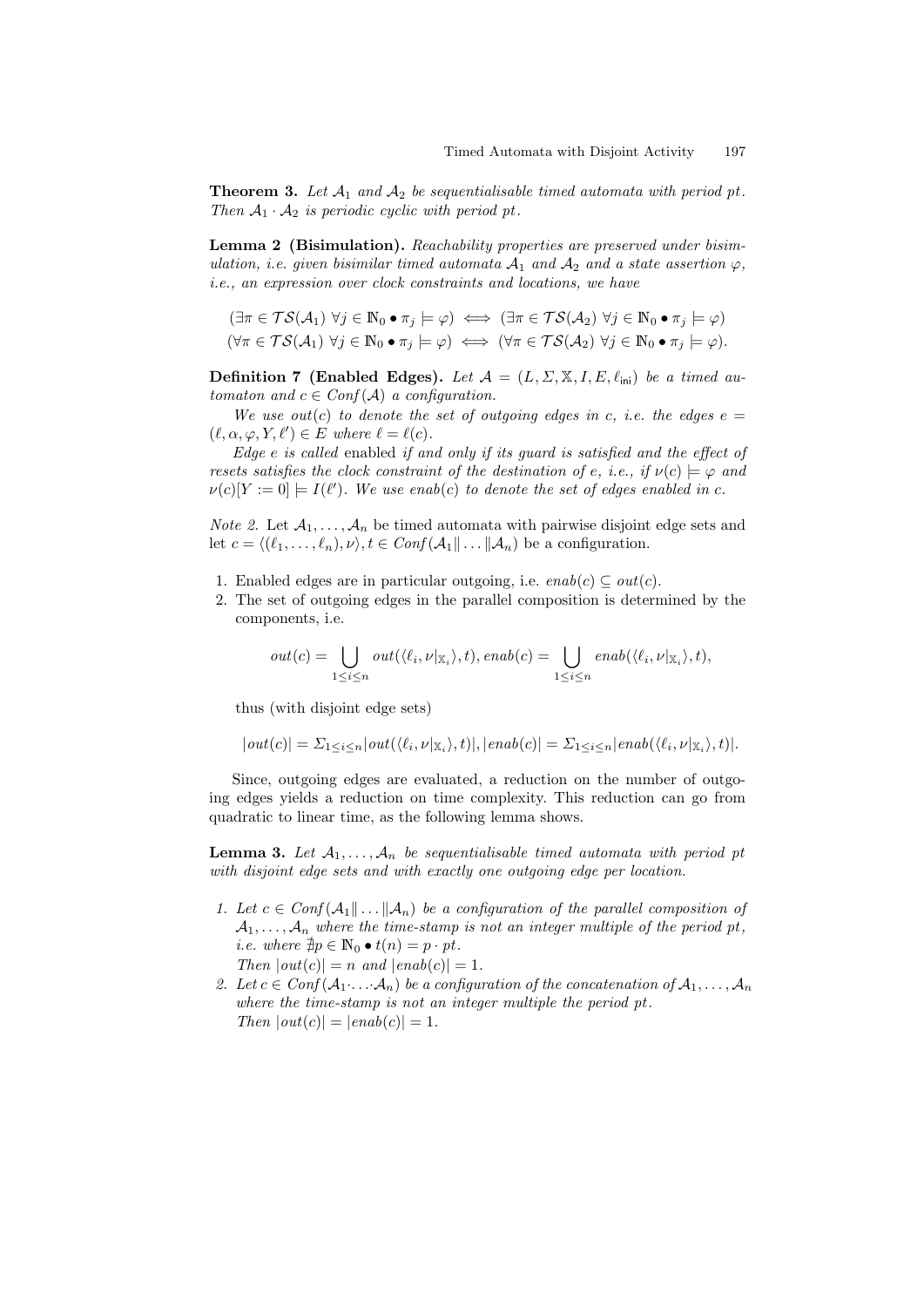**Theorem 3.** *Let $\mathcal{A}_1$ and $\mathcal{A}_2$ be sequentialisable timed automata with period $pt$. Then $\mathcal{A}_1 \cdot \mathcal{A}_2$ is periodic cyclic with period $pt$.*

**Lemma 2 (Bisimulation).** *Reachability properties are preserved under bisimulation, i.e. given bisimilar timed automata $\mathcal{A}_1$ and $\mathcal{A}_2$ and a state assertion $\varphi$, i.e., an expression over clock constraints and locations, we have*

$$(\exists \pi \in \mathcal{TS}(\mathcal{A}_1)\ \forall j \in \mathbb{N}_0 \bullet \pi_j \models \varphi) \iff (\exists \pi \in \mathcal{TS}(\mathcal{A}_2)\ \forall j \in \mathbb{N}_0 \bullet \pi_j \models \varphi)$$
$$(\forall \pi \in \mathcal{TS}(\mathcal{A}_1)\ \forall j \in \mathbb{N}_0 \bullet \pi_j \models \varphi) \iff (\forall \pi \in \mathcal{TS}(\mathcal{A}_2)\ \forall j \in \mathbb{N}_0 \bullet \pi_j \models \varphi).$$

**Definition 7 (Enabled Edges).** *Let $\mathcal{A} = (L, \Sigma, \mathbb{X}, I, E, \ell_{\mathsf{ini}})$ be a timed automaton and $c \in Conf(\mathcal{A})$ a configuration.*

*We use $out(c)$ to denote the set of outgoing edges in $c$, i.e. the edges $e = (\ell, \alpha, \varphi, Y, \ell') \in E$ where $\ell = \ell(c)$.*

*Edge $e$ is called* enabled *if and only if its guard is satisfied and the effect of resets satisfies the clock constraint of the destination of $e$, i.e., if $\nu(c) \models \varphi$ and $\nu(c)[Y := 0] \models I(\ell')$. We use $enab(c)$ to denote the set of edges enabled in $c$.*

*Note 2.* Let $\mathcal{A}_1, \ldots, \mathcal{A}_n$ be timed automata with pairwise disjoint edge sets and let $c = \langle(\ell_1, \ldots, \ell_n), \nu\rangle, t \in Conf(\mathcal{A}_1 \| \ldots \| \mathcal{A}_n)$ be a configuration.

1. Enabled edges are in particular outgoing, i.e. $enab(c) \subseteq out(c)$.
2. The set of outgoing edges in the parallel composition is determined by the components, i.e.

$$out(c) = \bigcup_{1 \leq i \leq n} out(\langle \ell_i, \nu|_{\mathbb{X}_i}\rangle, t), enab(c) = \bigcup_{1 \leq i \leq n} enab(\langle \ell_i, \nu|_{\mathbb{X}_i}\rangle, t),$$

thus (with disjoint edge sets)

$$|out(c)| = \Sigma_{1 \leq i \leq n} |out(\langle \ell_i, \nu|_{\mathbb{X}_i}\rangle, t)|, |enab(c)| = \Sigma_{1 \leq i \leq n} |enab(\langle \ell_i, \nu|_{\mathbb{X}_i}\rangle, t)|.$$

Since, outgoing edges are evaluated, a reduction on the number of outgoing edges yields a reduction on time complexity. This reduction can go from quadratic to linear time, as the following lemma shows.

**Lemma 3.** *Let $\mathcal{A}_1, \ldots, \mathcal{A}_n$ be sequentialisable timed automata with period $pt$ with disjoint edge sets and with exactly one outgoing edge per location.*

1. *Let $c \in Conf(\mathcal{A}_1 \| \ldots \| \mathcal{A}_n)$ be a configuration of the parallel composition of $\mathcal{A}_1, \ldots, \mathcal{A}_n$ where the time-stamp is not an integer multiple of the period $pt$, i.e. where $\nexists p \in \mathbb{N}_0 \bullet t(n) = p \cdot pt$.*
   *Then $|out(c)| = n$ and $|enab(c)| = 1$.*
2. *Let $c \in Conf(\mathcal{A}_1 \cdot \ldots \cdot \mathcal{A}_n)$ be a configuration of the concatenation of $\mathcal{A}_1, \ldots, \mathcal{A}_n$ where the time-stamp is not an integer multiple the period $pt$.*
   *Then $|out(c)| = |enab(c)| = 1$.*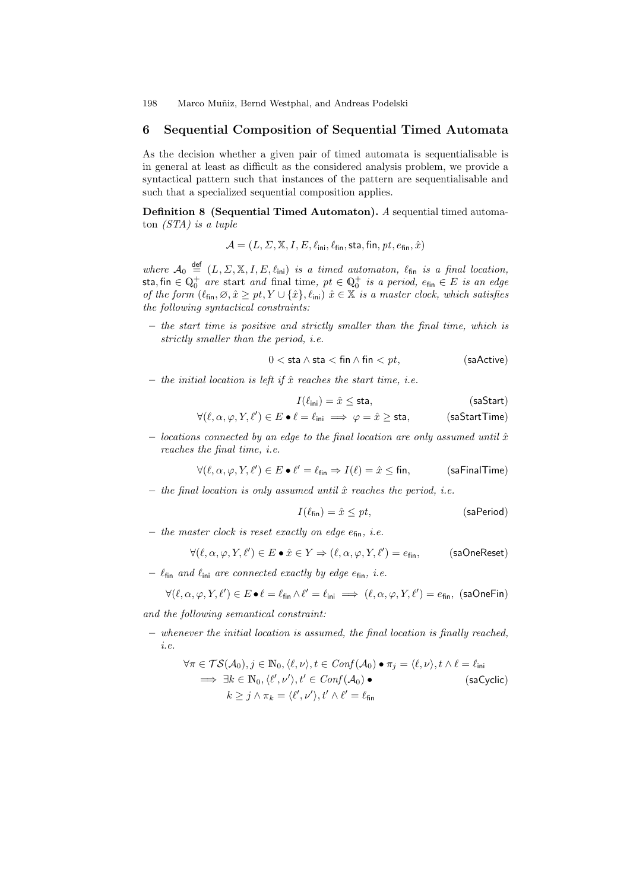## 6 Sequential Composition of Sequential Timed Automata

As the decision whether a given pair of timed automata is sequentialisable is in general at least as difficult as the considered analysis problem, we provide a syntactical pattern such that instances of the pattern are sequentialisable and such that a specialized sequential composition applies.

**Definition 8 (Sequential Timed Automaton).** *A* sequential timed automaton *(STA) is a tuple*

$$\mathcal{A} = (L, \Sigma, \mathbb{X}, I, E, \ell_{\mathsf{ini}}, \ell_{\mathsf{fin}}, \mathsf{sta}, \mathsf{fin}, pt, e_{\mathsf{fin}}, \hat{x})$$

*where* $\mathcal{A}_0 \stackrel{\text{def}}{=} (L, \Sigma, \mathbb{X}, I, E, \ell_{\mathsf{ini}})$ *is a timed automaton,* $\ell_{\mathsf{fin}}$ *is a final location,* $\mathsf{sta}, \mathsf{fin} \in \mathbb{Q}_0^+$ *are* start *and* final time*,* $pt \in \mathbb{Q}_0^+$ *is a period,* $e_{\mathsf{fin}} \in E$ *is an edge of the form* $(\ell_{\mathsf{fin}}, \varnothing, \hat{x} \geq pt, Y \cup \{\hat{x}\}, \ell_{\mathsf{ini}})$ $\hat{x} \in \mathbb{X}$ *is a master clock, which satisfies the following syntactical constraints:*

- *the start time is positive and strictly smaller than the final time, which is strictly smaller than the period, i.e.*

$$0 < \mathsf{sta} \wedge \mathsf{sta} < \mathsf{fin} \wedge \mathsf{fin} < pt, \qquad (\mathsf{saActive})$$

- *the initial location is left if* $\hat{x}$ *reaches the start time, i.e.*

$$I(\ell_{\mathsf{ini}}) = \hat{x} \leq \mathsf{sta}, \qquad (\mathsf{saStart})$$

$$\forall (\ell, \alpha, \varphi, Y, \ell') \in E \bullet \ell = \ell_{\mathsf{ini}} \implies \varphi = \hat{x} \geq \mathsf{sta}, \qquad (\mathsf{saStartTime})$$

- *locations connected by an edge to the final location are only assumed until* $\hat{x}$ *reaches the final time, i.e.*

$$\forall (\ell, \alpha, \varphi, Y, \ell') \in E \bullet \ell' = \ell_{\mathsf{fin}} \Rightarrow I(\ell) = \hat{x} \leq \mathsf{fin}, \qquad (\mathsf{saFinalTime})$$

- *the final location is only assumed until* $\hat{x}$ *reaches the period, i.e.*

$$I(\ell_{\mathsf{fin}}) = \hat{x} \leq pt, \qquad (\mathsf{saPeriod})$$

- *the master clock is reset exactly on edge* $e_{\mathsf{fin}}$*, i.e.*

$$\forall (\ell, \alpha, \varphi, Y, \ell') \in E \bullet \hat{x} \in Y \Rightarrow (\ell, \alpha, \varphi, Y, \ell') = e_{\mathsf{fin}}, \qquad (\mathsf{saOneReset})$$

- $\ell_{\mathsf{fin}}$ *and* $\ell_{\mathsf{ini}}$ *are connected exactly by edge* $e_{\mathsf{fin}}$*, i.e.*

$$\forall (\ell, \alpha, \varphi, Y, \ell') \in E \bullet \ell = \ell_{\mathsf{fin}} \wedge \ell' = \ell_{\mathsf{ini}} \implies (\ell, \alpha, \varphi, Y, \ell') = e_{\mathsf{fin}}, \; (\mathsf{saOneFin})$$

*and the following semantical constraint:*

- *whenever the initial location is assumed, the final location is finally reached, i.e.*

$$\begin{aligned}
&\forall \pi \in \mathcal{TS}(\mathcal{A}_0), j \in \mathbb{N}_0, \langle \ell, \nu \rangle, t \in \mathit{Conf}(\mathcal{A}_0) \bullet \pi_j = \langle \ell, \nu \rangle, t \wedge \ell = \ell_{\mathsf{ini}} \\
&\implies \exists k \in \mathbb{N}_0, \langle \ell', \nu' \rangle, t' \in \mathit{Conf}(\mathcal{A}_0) \bullet \qquad (\mathsf{saCyclic}) \\
&\qquad k \geq j \wedge \pi_k = \langle \ell', \nu' \rangle, t' \wedge \ell' = \ell_{\mathsf{fin}}
\end{aligned}$$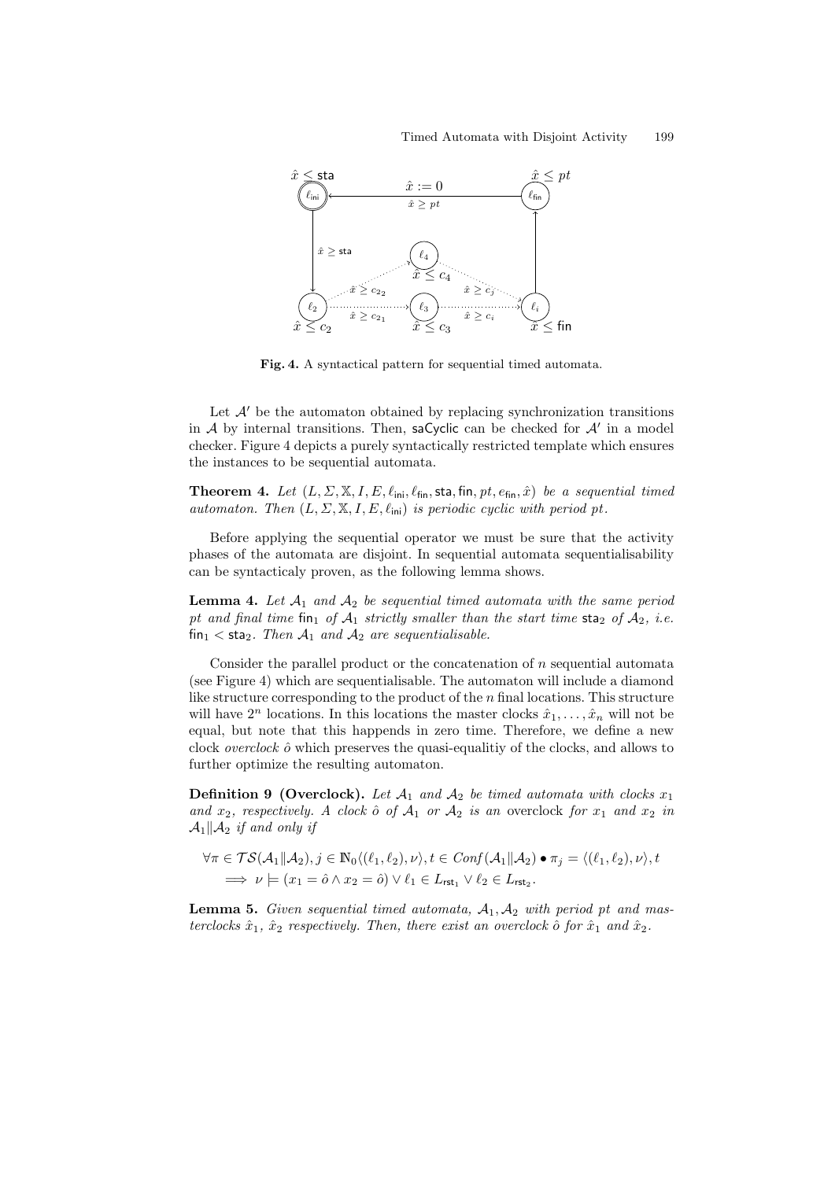Fig. 4. A syntactical pattern for sequential timed automata.

Let $\mathcal{A}'$ be the automaton obtained by replacing synchronization transitions in $\mathcal{A}$ by internal transitions. Then, saCyclic can be checked for $\mathcal{A}'$ in a model checker. Figure 4 depicts a purely syntactically restricted template which ensures the instances to be sequential automata.

**Theorem 4.** *Let $(L, \Sigma, \mathbb{X}, I, E, \ell_{\mathsf{ini}}, \ell_{\mathsf{fin}}, \mathsf{sta}, \mathsf{fin}, pt, e_{\mathsf{fin}}, \hat{x})$ be a sequential timed automaton. Then $(L, \Sigma, \mathbb{X}, I, E, \ell_{\mathsf{ini}})$ is periodic cyclic with period $pt$.*

Before applying the sequential operator we must be sure that the activity phases of the automata are disjoint. In sequential automata sequentialisability can be syntacticaly proven, as the following lemma shows.

**Lemma 4.** *Let $\mathcal{A}_1$ and $\mathcal{A}_2$ be sequential timed automata with the same period $pt$ and final time $\mathsf{fin}_1$ of $\mathcal{A}_1$ strictly smaller than the start time $\mathsf{sta}_2$ of $\mathcal{A}_2$, i.e. $\mathsf{fin}_1 < \mathsf{sta}_2$. Then $\mathcal{A}_1$ and $\mathcal{A}_2$ are sequentialisable.*

Consider the parallel product or the concatenation of $n$ sequential automata (see Figure 4) which are sequentialisable. The automaton will include a diamond like structure corresponding to the product of the $n$ final locations. This structure will have $2^n$ locations. In this locations the master clocks $\hat{x}_1, \ldots, \hat{x}_n$ will not be equal, but note that this happends in zero time. Therefore, we define a new clock *overclock* $\hat{o}$ which preserves the quasi-equalitiy of the clocks, and allows to further optimize the resulting automaton.

**Definition 9 (Overclock).** *Let $\mathcal{A}_1$ and $\mathcal{A}_2$ be timed automata with clocks $x_1$ and $x_2$, respectively. A clock $\hat{o}$ of $\mathcal{A}_1$ or $\mathcal{A}_2$ is an* overclock *for $x_1$ and $x_2$ in $\mathcal{A}_1 \| \mathcal{A}_2$ if and only if*

$$\forall \pi \in \mathcal{TS}(\mathcal{A}_1 \| \mathcal{A}_2), j \in \mathbb{N}_0 \langle (\ell_1, \ell_2), \nu \rangle, t \in Conf(\mathcal{A}_1 \| \mathcal{A}_2) \bullet \pi_j = \langle (\ell_1, \ell_2), \nu \rangle, t$$
$$\implies \nu \models (x_1 = \hat{o} \wedge x_2 = \hat{o}) \vee \ell_1 \in L_{\mathsf{rst}_1} \vee \ell_2 \in L_{\mathsf{rst}_2}.$$

**Lemma 5.** *Given sequential timed automata, $\mathcal{A}_1, \mathcal{A}_2$ with period $pt$ and masterclocks $\hat{x}_1$, $\hat{x}_2$ respectively. Then, there exist an overclock $\hat{o}$ for $\hat{x}_1$ and $\hat{x}_2$.*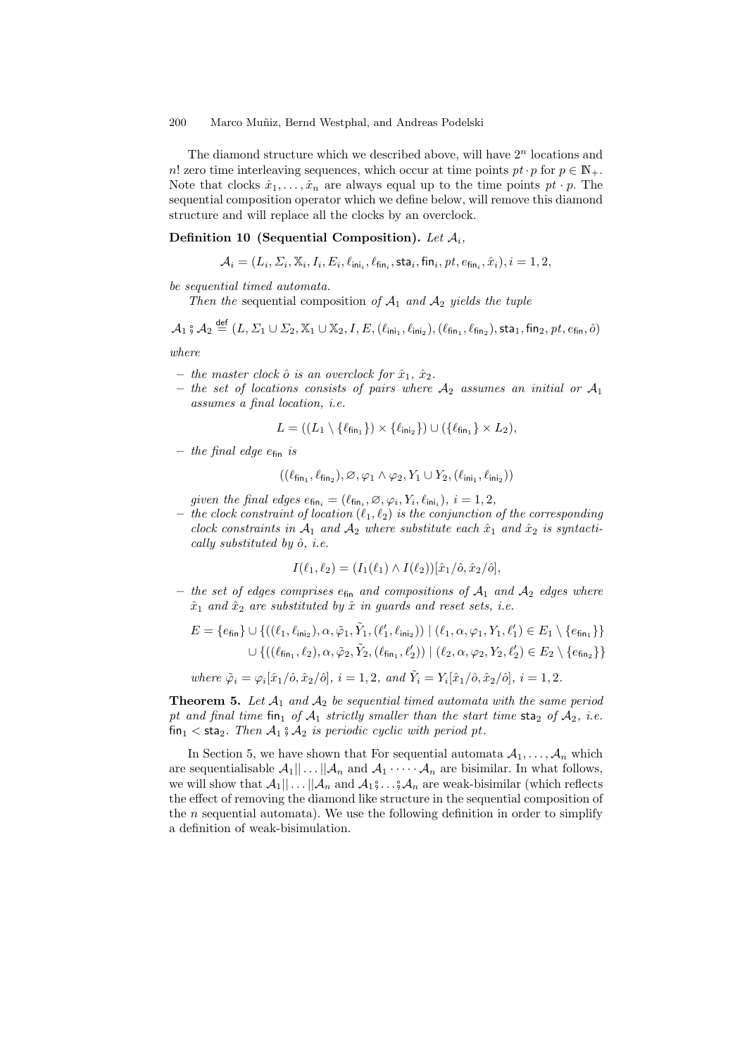The diamond structure which we described above, will have $2^n$ locations and $n!$ zero time interleaving sequences, which occur at time points $pt \cdot p$ for $p \in \mathbb{N}_+$. Note that clocks $\hat{x}_1, \ldots, \hat{x}_n$ are always equal up to the time points $pt \cdot p$. The sequential composition operator which we define below, will remove this diamond structure and will replace all the clocks by an overclock.

**Definition 10 (Sequential Composition).** *Let $\mathcal{A}_i$,*

$$\mathcal{A}_i = (L_i, \Sigma_i, \mathbb{X}_i, I_i, E_i, \ell_{\mathsf{ini}_i}, \ell_{\mathsf{fin}_i}, \mathsf{sta}_i, \mathsf{fin}_i, pt, e_{\mathsf{fin}_i}, \hat{x}_i), i = 1, 2,$$

*be sequential timed automata.*

*Then the* sequential composition *of $\mathcal{A}_1$ and $\mathcal{A}_2$ yields the tuple*

$$\mathcal{A}_1 \mathbin{;} \mathcal{A}_2 \stackrel{\mathsf{def}}{=} (L, \Sigma_1 \cup \Sigma_2, \mathbb{X}_1 \cup \mathbb{X}_2, I, E, (\ell_{\mathsf{ini}_1}, \ell_{\mathsf{ini}_2}), (\ell_{\mathsf{fin}_1}, \ell_{\mathsf{fin}_2}), \mathsf{sta}_1, \mathsf{fin}_2, pt, e_{\mathsf{fin}}, \hat{o})$$

*where*

- *the master clock $\hat{o}$ is an overclock for $\hat{x}_1$, $\hat{x}_2$.*
- *the set of locations consists of pairs where $\mathcal{A}_2$ assumes an initial or $\mathcal{A}_1$ assumes a final location, i.e.*

$$L = ((L_1 \setminus \{\ell_{\mathsf{fin}_1}\}) \times \{\ell_{\mathsf{ini}_2}\}) \cup (\{\ell_{\mathsf{fin}_1}\} \times L_2),$$

- *the final edge $e_{\mathsf{fin}}$ is*

$$((\ell_{\mathsf{fin}_1}, \ell_{\mathsf{fin}_2}), \varnothing, \varphi_1 \wedge \varphi_2, Y_1 \cup Y_2, (\ell_{\mathsf{ini}_1}, \ell_{\mathsf{ini}_2}))$$

*given the final edges $e_{\mathsf{fin}_i} = (\ell_{\mathsf{fin}_i}, \varnothing, \varphi_i, Y_i, \ell_{\mathsf{ini}_i})$, $i = 1, 2$,*

- *the clock constraint of location $(\ell_1, \ell_2)$ is the conjunction of the corresponding clock constraints in $\mathcal{A}_1$ and $\mathcal{A}_2$ where substitute each $\hat{x}_1$ and $\hat{x}_2$ is syntactically substituted by $\hat{o}$, i.e.*

$$I(\ell_1, \ell_2) = (I_1(\ell_1) \wedge I(\ell_2))[\hat{x}_1/\hat{o}, \hat{x}_2/\hat{o}],$$

- *the set of edges comprises $e_{\mathsf{fin}}$ and compositions of $\mathcal{A}_1$ and $\mathcal{A}_2$ edges where $\hat{x}_1$ and $\hat{x}_2$ are substituted by $\hat{x}$ in guards and reset sets, i.e.*

$$E = \{e_{\mathsf{fin}}\} \cup \{((\ell_1, \ell_{\mathsf{ini}_2}), \alpha, \tilde{\varphi}_1, \tilde{Y}_1, (\ell_1', \ell_{\mathsf{ini}_2})) \mid (\ell_1, \alpha, \varphi_1, Y_1, \ell_1') \in E_1 \setminus \{e_{\mathsf{fin}_1}\}\}$$
$$\cup \{((\ell_{\mathsf{fin}_1}, \ell_2), \alpha, \tilde{\varphi}_2, \tilde{Y}_2, (\ell_{\mathsf{fin}_1}, \ell_2')) \mid (\ell_2, \alpha, \varphi_2, Y_2, \ell_2') \in E_2 \setminus \{e_{\mathsf{fin}_2}\}\}$$

*where $\tilde{\varphi}_i = \varphi_i[\hat{x}_1/\hat{o}, \hat{x}_2/\hat{o}]$, $i = 1, 2$, and $\tilde{Y}_i = Y_i[\hat{x}_1/\hat{o}, \hat{x}_2/\hat{o}]$, $i = 1, 2$.*

**Theorem 5.** *Let $\mathcal{A}_1$ and $\mathcal{A}_2$ be sequential timed automata with the same period $pt$ and final time $\mathsf{fin}_1$ of $\mathcal{A}_1$ strictly smaller than the start time $\mathsf{sta}_2$ of $\mathcal{A}_2$, i.e. $\mathsf{fin}_1 < \mathsf{sta}_2$. Then $\mathcal{A}_1 \mathbin{;} \mathcal{A}_2$ is periodic cyclic with period $pt$.*

In Section 5, we have shown that For sequential automata $\mathcal{A}_1, \ldots, \mathcal{A}_n$ which are sequentialisable $\mathcal{A}_1 || \ldots || \mathcal{A}_n$ and $\mathcal{A}_1 \cdot \cdots \cdot \mathcal{A}_n$ are bisimilar. In what follows, we will show that $\mathcal{A}_1 || \ldots || \mathcal{A}_n$ and $\mathcal{A}_1 \mathbin{;} \ldots \mathbin{;} \mathcal{A}_n$ are weak-bisimilar (which reflects the effect of removing the diamond like structure in the sequential composition of the $n$ sequential automata). We use the following definition in order to simplify a definition of weak-bisimulation.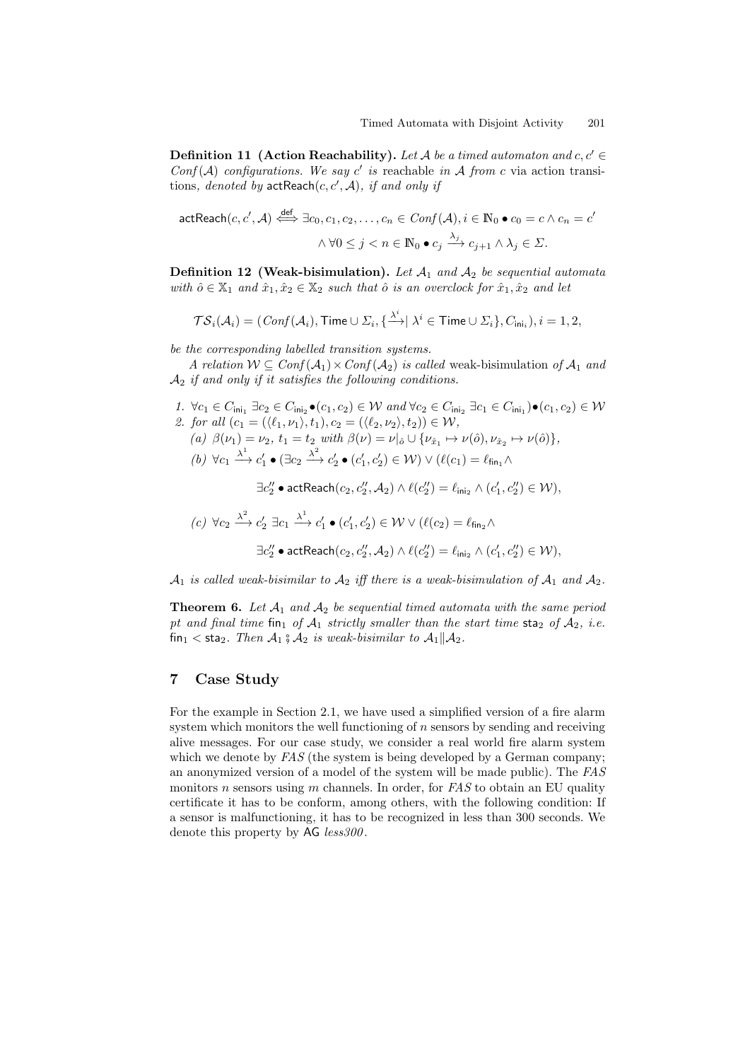**Definition 11 (Action Reachability).** *Let $\mathcal{A}$ be a timed automaton and $c, c' \in Conf(\mathcal{A})$ configurations. We say $c'$ is* reachable *in $\mathcal{A}$ from $c$* via action transitions*, denoted by $\mathsf{actReach}(c, c', \mathcal{A})$, if and only if*

$$\mathsf{actReach}(c, c', \mathcal{A}) \overset{\mathsf{def}}{\iff} \exists c_0, c_1, c_2, \ldots, c_n \in Conf(\mathcal{A}), i \in \mathbb{N}_0 \bullet c_0 = c \wedge c_n = c'$$
$$\wedge \forall 0 \leq j < n \in \mathbb{N}_0 \bullet c_j \xrightarrow{\lambda_j} c_{j+1} \wedge \lambda_j \in \Sigma.$$

**Definition 12 (Weak-bisimulation).** *Let $\mathcal{A}_1$ and $\mathcal{A}_2$ be sequential automata with $\hat{o} \in \mathbb{X}_1$ and $\hat{x}_1, \hat{x}_2 \in \mathbb{X}_2$ such that $\hat{o}$ is an overclock for $\hat{x}_1, \hat{x}_2$ and let*

$$\mathcal{TS}_i(\mathcal{A}_i) = (Conf(\mathcal{A}_i), \mathsf{Time} \cup \Sigma_i, \{\xrightarrow{\lambda^i} \mid \lambda^i \in \mathsf{Time} \cup \Sigma_i\}, C_{\mathsf{ini}_i}), i = 1, 2,$$

*be the corresponding labelled transition systems.*

*A relation $\mathcal{W} \subseteq Conf(\mathcal{A}_1) \times Conf(\mathcal{A}_2)$ is called* weak-bisimulation *of $\mathcal{A}_1$ and $\mathcal{A}_2$ if and only if it satisfies the following conditions.*

1. $\forall c_1 \in C_{\mathsf{ini}_1}\ \exists c_2 \in C_{\mathsf{ini}_2} \bullet (c_1, c_2) \in \mathcal{W}$ *and* $\forall c_2 \in C_{\mathsf{ini}_2}\ \exists c_1 \in C_{\mathsf{ini}_1}) \bullet (c_1, c_2) \in \mathcal{W}$
2. *for all* $(c_1 = (\langle \ell_1, \nu_1 \rangle, t_1), c_2 = (\langle \ell_2, \nu_2 \rangle, t_2)) \in \mathcal{W}$,
   (a) $\beta(\nu_1) = \nu_2$, $t_1 = t_2$ *with* $\beta(\nu) = \nu|_{\hat{o}} \cup \{\nu_{\hat{x}_1} \mapsto \nu(\hat{o}), \nu_{\hat{x}_2} \mapsto \nu(\hat{o})\}$,
   (b) $\forall c_1 \xrightarrow{\lambda^1} c'_1 \bullet (\exists c_2 \xrightarrow{\lambda^2} c'_2 \bullet (c'_1, c'_2) \in \mathcal{W}) \vee (\ell(c_1) = \ell_{\mathsf{fin}_1} \wedge$
   $$\exists c''_2 \bullet \mathsf{actReach}(c_2, c''_2, \mathcal{A}_2) \wedge \ell(c''_2) = \ell_{\mathsf{ini}_2} \wedge (c'_1, c''_2) \in \mathcal{W}),$$
   (c) $\forall c_2 \xrightarrow{\lambda^2} c'_2\ \exists c_1 \xrightarrow{\lambda^1} c'_1 \bullet (c'_1, c'_2) \in \mathcal{W} \vee (\ell(c_2) = \ell_{\mathsf{fin}_2} \wedge$
   $$\exists c''_2 \bullet \mathsf{actReach}(c_2, c''_2, \mathcal{A}_2) \wedge \ell(c''_2) = \ell_{\mathsf{ini}_2} \wedge (c'_1, c''_2) \in \mathcal{W}),$$

*$\mathcal{A}_1$ is called weak-bisimilar to $\mathcal{A}_2$ iff there is a weak-bisimulation of $\mathcal{A}_1$ and $\mathcal{A}_2$.*

**Theorem 6.** *Let $\mathcal{A}_1$ and $\mathcal{A}_2$ be sequential timed automata with the same period pt and final time $\mathsf{fin}_1$ of $\mathcal{A}_1$ strictly smaller than the start time $\mathsf{sta}_2$ of $\mathcal{A}_2$, i.e. $\mathsf{fin}_1 < \mathsf{sta}_2$. Then $\mathcal{A}_1 \fatsemi \mathcal{A}_2$ is weak-bisimilar to $\mathcal{A}_1 \| \mathcal{A}_2$.*

## 7 Case Study

For the example in Section 2.1, we have used a simplified version of a fire alarm system which monitors the well functioning of $n$ sensors by sending and receiving alive messages. For our case study, we consider a real world fire alarm system which we denote by *FAS* (the system is being developed by a German company; an anonymized version of a model of the system will be made public). The *FAS* monitors $n$ sensors using $m$ channels. In order, for *FAS* to obtain an EU quality certificate it has to be conform, among others, with the following condition: If a sensor is malfunctioning, it has to be recognized in less than 300 seconds. We denote this property by $\mathsf{AG}$ *less300*.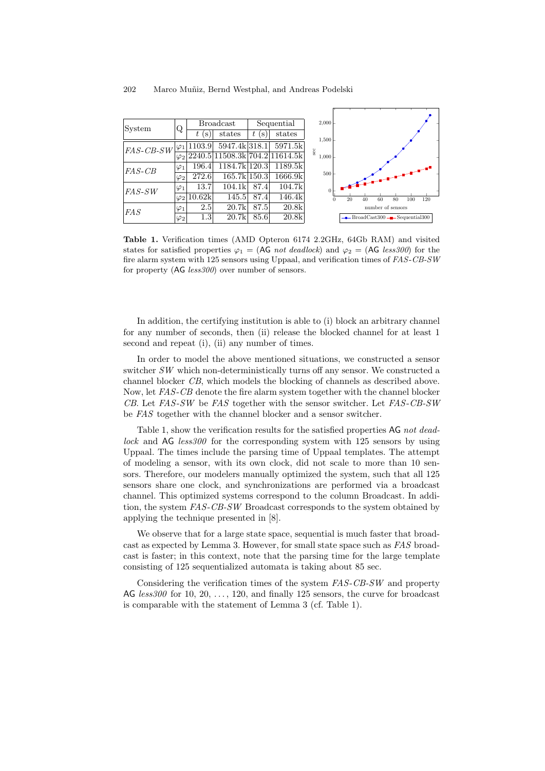| System | Q | Broadcast | | Sequential | |
|---|---|---|---|---|---|
| | | $t$ (s) | states | $t$ (s) | states |
| *FAS-CB-SW* | $\varphi_1$ | 1103.9 | 5947.4k | 318.1 | 5971.5k |
| | $\varphi_2$ | 2240.5 | 11508.3k | 704.2 | 11614.5k |
| *FAS-CB* | $\varphi_1$ | 196.4 | 1184.7k | 120.3 | 1189.5k |
| | $\varphi_2$ | 272.6 | 165.7k | 150.3 | 1666.9k |
| *FAS-SW* | $\varphi_1$ | 13.7 | 104.1k | 87.4 | 104.7k |
| | $\varphi_2$ | 10.62k | 145.5 | 87.4 | 146.4k |
| *FAS* | $\varphi_1$ | 2.5 | 20.7k | 87.5 | 20.8k |
| | $\varphi_2$ | 1.3 | 20.7k | 85.6 | 20.8k |

**Table 1.** Verification times (AMD Opteron 6174 2.2GHz, 64Gb RAM) and visited states for satisfied properties $\varphi_1 = (\mathsf{AG}\ \textit{not deadlock})$ and $\varphi_2 = (\mathsf{AG}\ \textit{less300})$ for the fire alarm system with 125 sensors using Uppaal, and verification times of *FAS-CB-SW* for property ($\mathsf{AG}$ *less300*) over number of sensors.

In addition, the certifying institution is able to (i) block an arbitrary channel for any number of seconds, then (ii) release the blocked channel for at least 1 second and repeat (i), (ii) any number of times.

In order to model the above mentioned situations, we constructed a sensor switcher *SW* which non-deterministically turns off any sensor. We constructed a channel blocker *CB*, which models the blocking of channels as described above. Now, let *FAS-CB* denote the fire alarm system together with the channel blocker *CB*. Let *FAS-SW* be *FAS* together with the sensor switcher. Let *FAS-CB-SW* be *FAS* together with the channel blocker and a sensor switcher.

Table 1, show the verification results for the satisfied properties $\mathsf{AG}$ *not deadlock* and $\mathsf{AG}$ *less300* for the corresponding system with 125 sensors by using Uppaal. The times include the parsing time of Uppaal templates. The attempt of modeling a sensor, with its own clock, did not scale to more than 10 sensors. Therefore, our modelers manually optimized the system, such that all 125 sensors share one clock, and synchronizations are performed via a broadcast channel. This optimized systems correspond to the column Broadcast. In addition, the system *FAS-CB-SW* Broadcast corresponds to the system obtained by applying the technique presented in [8].

We observe that for a large state space, sequential is much faster that broadcast as expected by Lemma 3. However, for small state space such as *FAS* broadcast is faster; in this context, note that the parsing time for the large template consisting of 125 sequentialized automata is taking about 85 sec.

Considering the verification times of the system *FAS-CB-SW* and property $\mathsf{AG}$ *less300* for 10, 20, …, 120, and finally 125 sensors, the curve for broadcast is comparable with the statement of Lemma 3 (cf. Table 1).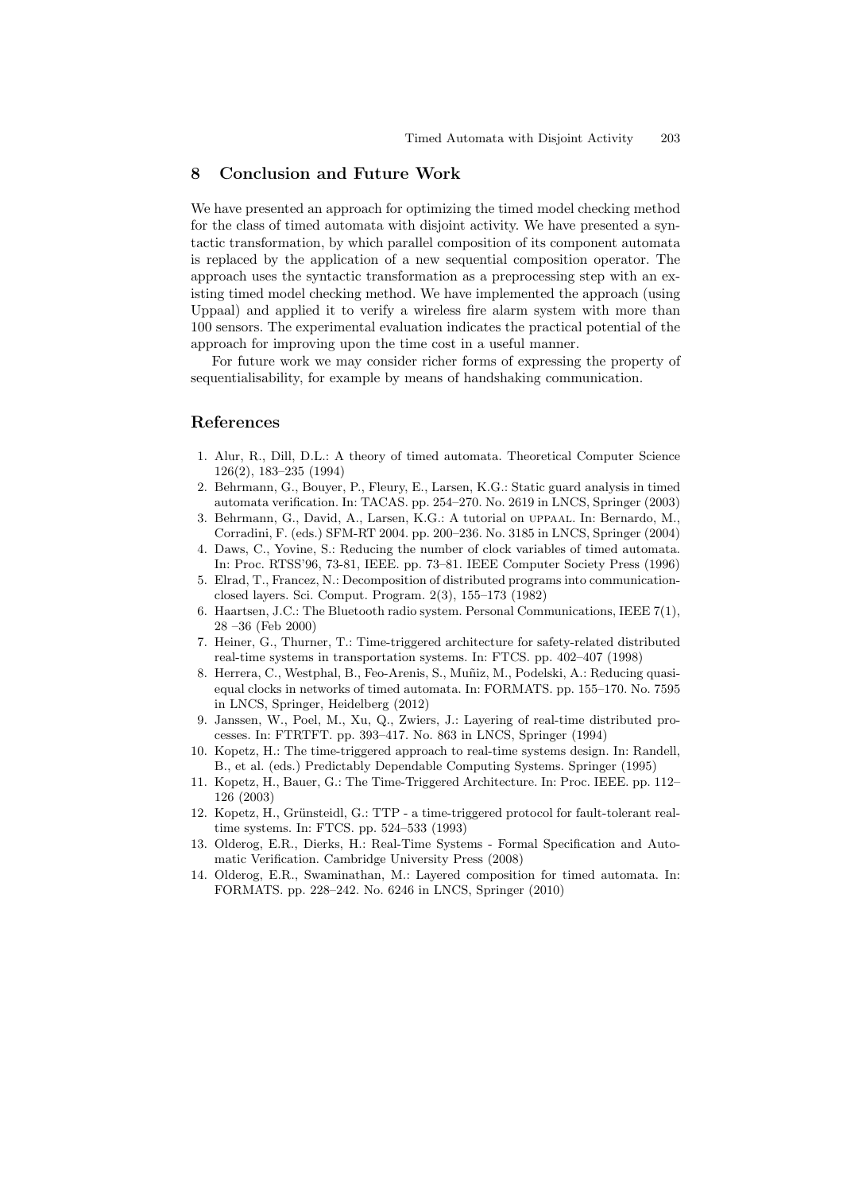## 8 Conclusion and Future Work

We have presented an approach for optimizing the timed model checking method for the class of timed automata with disjoint activity. We have presented a syntactic transformation, by which parallel composition of its component automata is replaced by the application of a new sequential composition operator. The approach uses the syntactic transformation as a preprocessing step with an existing timed model checking method. We have implemented the approach (using Uppaal) and applied it to verify a wireless fire alarm system with more than 100 sensors. The experimental evaluation indicates the practical potential of the approach for improving upon the time cost in a useful manner.

For future work we may consider richer forms of expressing the property of sequentialisability, for example by means of handshaking communication.

## References

1. Alur, R., Dill, D.L.: A theory of timed automata. Theoretical Computer Science 126(2), 183–235 (1994)
2. Behrmann, G., Bouyer, P., Fleury, E., Larsen, K.G.: Static guard analysis in timed automata verification. In: TACAS. pp. 254–270. No. 2619 in LNCS, Springer (2003)
3. Behrmann, G., David, A., Larsen, K.G.: A tutorial on UPPAAL. In: Bernardo, M., Corradini, F. (eds.) SFM-RT 2004. pp. 200–236. No. 3185 in LNCS, Springer (2004)
4. Daws, C., Yovine, S.: Reducing the number of clock variables of timed automata. In: Proc. RTSS'96, 73-81, IEEE. pp. 73–81. IEEE Computer Society Press (1996)
5. Elrad, T., Francez, N.: Decomposition of distributed programs into communication-closed layers. Sci. Comput. Program. 2(3), 155–173 (1982)
6. Haartsen, J.C.: The Bluetooth radio system. Personal Communications, IEEE 7(1), 28 –36 (Feb 2000)
7. Heiner, G., Thurner, T.: Time-triggered architecture for safety-related distributed real-time systems in transportation systems. In: FTCS. pp. 402–407 (1998)
8. Herrera, C., Westphal, B., Feo-Arenis, S., Muñiz, M., Podelski, A.: Reducing quasi-equal clocks in networks of timed automata. In: FORMATS. pp. 155–170. No. 7595 in LNCS, Springer, Heidelberg (2012)
9. Janssen, W., Poel, M., Xu, Q., Zwiers, J.: Layering of real-time distributed processes. In: FTRTFT. pp. 393–417. No. 863 in LNCS, Springer (1994)
10. Kopetz, H.: The time-triggered approach to real-time systems design. In: Randell, B., et al. (eds.) Predictably Dependable Computing Systems. Springer (1995)
11. Kopetz, H., Bauer, G.: The Time-Triggered Architecture. In: Proc. IEEE. pp. 112–126 (2003)
12. Kopetz, H., Grünsteidl, G.: TTP - a time-triggered protocol for fault-tolerant real-time systems. In: FTCS. pp. 524–533 (1993)
13. Olderog, E.R., Dierks, H.: Real-Time Systems - Formal Specification and Automatic Verification. Cambridge University Press (2008)
14. Olderog, E.R., Swaminathan, M.: Layered composition for timed automata. In: FORMATS. pp. 228–242. No. 6246 in LNCS, Springer (2010)